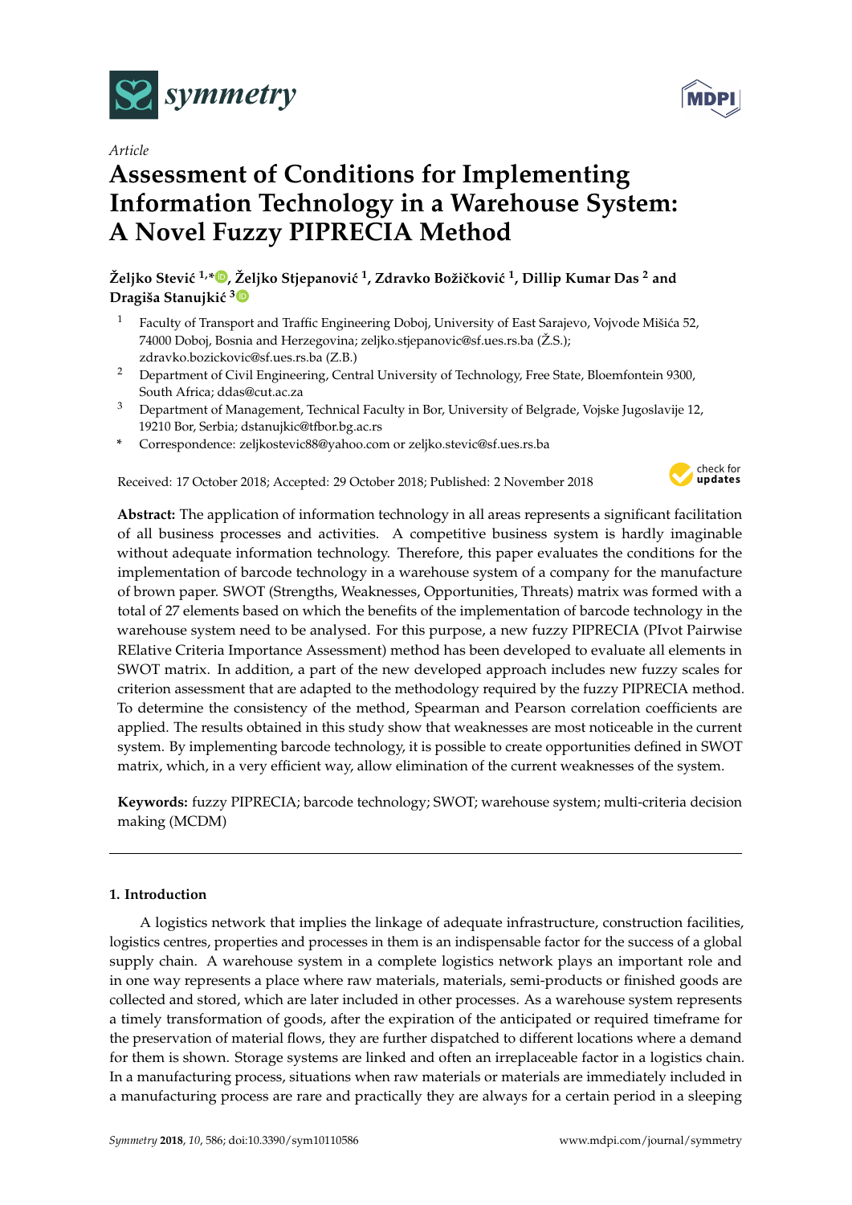*Article*

# Assessment of Conditions for Implementing Information Technology in a Warehouse System: A Novel Fuzzy PIPRECIA Method

**Željko Stević [1,*], Željko Stjepanović [1], Zdravko Božičković [1], Dillip Kumar Das [2] and Dragiša Stanujkić [3]**

[1] Faculty of Transport and Traffic Engineering Doboj, University of East Sarajevo, Vojvode Mišića 52, 74000 Doboj, Bosnia and Herzegovina; zeljko.stjepanovic@sf.ues.rs.ba (Ž.S.); zdravko.bozickovic@sf.ues.rs.ba (Z.B.)

[2] Department of Civil Engineering, Central University of Technology, Free State, Bloemfontein 9300, South Africa; ddas@cut.ac.za

[3] Department of Management, Technical Faculty in Bor, University of Belgrade, Vojske Jugoslavije 12, 19210 Bor, Serbia; dstanujkic@tfbor.bg.ac.rs

\* Correspondence: zeljkostevic88@yahoo.com or zeljko.stevic@sf.ues.rs.ba

Received: 17 October 2018; Accepted: 29 October 2018; Published: 2 November 2018

**Abstract:** The application of information technology in all areas represents a significant facilitation of all business processes and activities. A competitive business system is hardly imaginable without adequate information technology. Therefore, this paper evaluates the conditions for the implementation of barcode technology in a warehouse system of a company for the manufacture of brown paper. SWOT (Strengths, Weaknesses, Opportunities, Threats) matrix was formed with a total of 27 elements based on which the benefits of the implementation of barcode technology in the warehouse system need to be analysed. For this purpose, a new fuzzy PIPRECIA (PIvot Pairwise RElative Criteria Importance Assessment) method has been developed to evaluate all elements in SWOT matrix. In addition, a part of the new developed approach includes new fuzzy scales for criterion assessment that are adapted to the methodology required by the fuzzy PIPRECIA method. To determine the consistency of the method, Spearman and Pearson correlation coefficients are applied. The results obtained in this study show that weaknesses are most noticeable in the current system. By implementing barcode technology, it is possible to create opportunities defined in SWOT matrix, which, in a very efficient way, allow elimination of the current weaknesses of the system.

**Keywords:** fuzzy PIPRECIA; barcode technology; SWOT; warehouse system; multi-criteria decision making (MCDM)

## 1. Introduction

A logistics network that implies the linkage of adequate infrastructure, construction facilities, logistics centres, properties and processes in them is an indispensable factor for the success of a global supply chain. A warehouse system in a complete logistics network plays an important role and in one way represents a place where raw materials, materials, semi-products or finished goods are collected and stored, which are later included in other processes. As a warehouse system represents a timely transformation of goods, after the expiration of the anticipated or required timeframe for the preservation of material flows, they are further dispatched to different locations where a demand for them is shown. Storage systems are linked and often an irreplaceable factor in a logistics chain. In a manufacturing process, situations when raw materials or materials are immediately included in a manufacturing process are rare and practically they are always for a certain period in a sleeping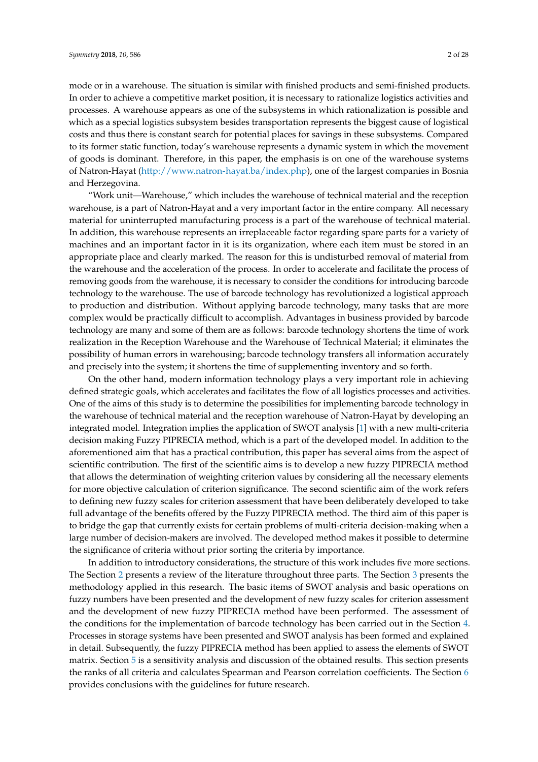mode or in a warehouse. The situation is similar with finished products and semi-finished products. In order to achieve a competitive market position, it is necessary to rationalize logistics activities and processes. A warehouse appears as one of the subsystems in which rationalization is possible and which as a special logistics subsystem besides transportation represents the biggest cause of logistical costs and thus there is constant search for potential places for savings in these subsystems. Compared to its former static function, today's warehouse represents a dynamic system in which the movement of goods is dominant. Therefore, in this paper, the emphasis is on one of the warehouse systems of Natron-Hayat (http://www.natron-hayat.ba/index.php), one of the largest companies in Bosnia and Herzegovina.

"Work unit—Warehouse," which includes the warehouse of technical material and the reception warehouse, is a part of Natron-Hayat and a very important factor in the entire company. All necessary material for uninterrupted manufacturing process is a part of the warehouse of technical material. In addition, this warehouse represents an irreplaceable factor regarding spare parts for a variety of machines and an important factor in it is its organization, where each item must be stored in an appropriate place and clearly marked. The reason for this is undisturbed removal of material from the warehouse and the acceleration of the process. In order to accelerate and facilitate the process of removing goods from the warehouse, it is necessary to consider the conditions for introducing barcode technology to the warehouse. The use of barcode technology has revolutionized a logistical approach to production and distribution. Without applying barcode technology, many tasks that are more complex would be practically difficult to accomplish. Advantages in business provided by barcode technology are many and some of them are as follows: barcode technology shortens the time of work realization in the Reception Warehouse and the Warehouse of Technical Material; it eliminates the possibility of human errors in warehousing; barcode technology transfers all information accurately and precisely into the system; it shortens the time of supplementing inventory and so forth.

On the other hand, modern information technology plays a very important role in achieving defined strategic goals, which accelerates and facilitates the flow of all logistics processes and activities. One of the aims of this study is to determine the possibilities for implementing barcode technology in the warehouse of technical material and the reception warehouse of Natron-Hayat by developing an integrated model. Integration implies the application of SWOT analysis [1] with a new multi-criteria decision making Fuzzy PIPRECIA method, which is a part of the developed model. In addition to the aforementioned aim that has a practical contribution, this paper has several aims from the aspect of scientific contribution. The first of the scientific aims is to develop a new fuzzy PIPRECIA method that allows the determination of weighting criterion values by considering all the necessary elements for more objective calculation of criterion significance. The second scientific aim of the work refers to defining new fuzzy scales for criterion assessment that have been deliberately developed to take full advantage of the benefits offered by the Fuzzy PIPRECIA method. The third aim of this paper is to bridge the gap that currently exists for certain problems of multi-criteria decision-making when a large number of decision-makers are involved. The developed method makes it possible to determine the significance of criteria without prior sorting the criteria by importance.

In addition to introductory considerations, the structure of this work includes five more sections. The Section 2 presents a review of the literature throughout three parts. The Section 3 presents the methodology applied in this research. The basic items of SWOT analysis and basic operations on fuzzy numbers have been presented and the development of new fuzzy scales for criterion assessment and the development of new fuzzy PIPRECIA method have been performed. The assessment of the conditions for the implementation of barcode technology has been carried out in the Section 4. Processes in storage systems have been presented and SWOT analysis has been formed and explained in detail. Subsequently, the fuzzy PIPRECIA method has been applied to assess the elements of SWOT matrix. Section 5 is a sensitivity analysis and discussion of the obtained results. This section presents the ranks of all criteria and calculates Spearman and Pearson correlation coefficients. The Section 6 provides conclusions with the guidelines for future research.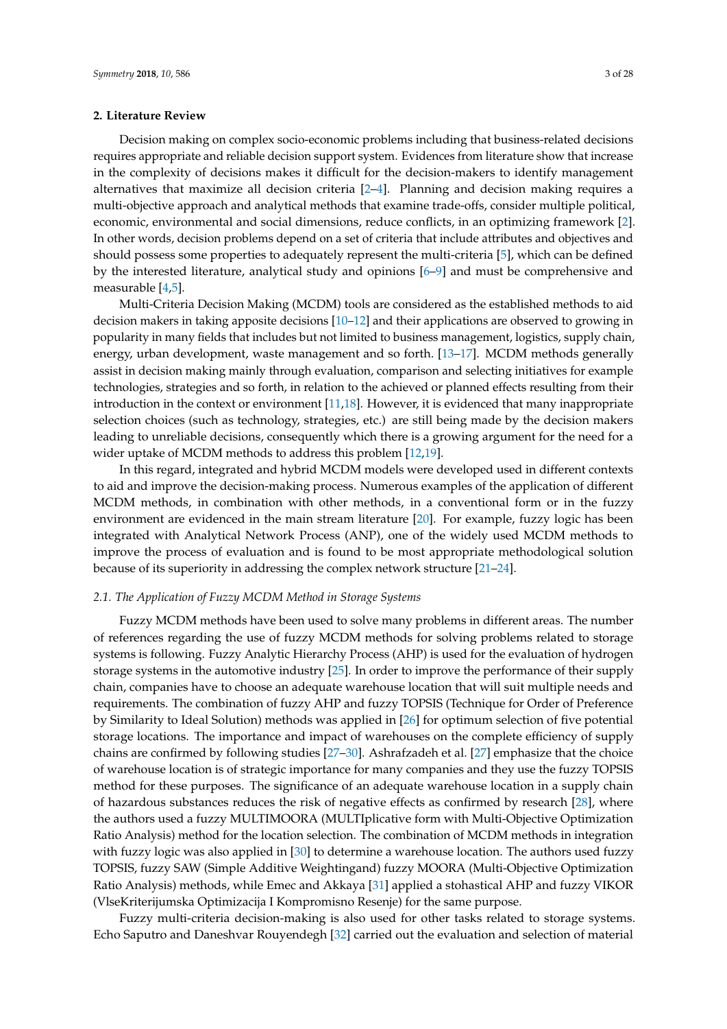## 2. Literature Review

Decision making on complex socio-economic problems including that business-related decisions requires appropriate and reliable decision support system. Evidences from literature show that increase in the complexity of decisions makes it difficult for the decision-makers to identify management alternatives that maximize all decision criteria [2–4]. Planning and decision making requires a multi-objective approach and analytical methods that examine trade-offs, consider multiple political, economic, environmental and social dimensions, reduce conflicts, in an optimizing framework [2]. In other words, decision problems depend on a set of criteria that include attributes and objectives and should possess some properties to adequately represent the multi-criteria [5], which can be defined by the interested literature, analytical study and opinions [6–9] and must be comprehensive and measurable [4,5].

Multi-Criteria Decision Making (MCDM) tools are considered as the established methods to aid decision makers in taking apposite decisions [10–12] and their applications are observed to growing in popularity in many fields that includes but not limited to business management, logistics, supply chain, energy, urban development, waste management and so forth. [13–17]. MCDM methods generally assist in decision making mainly through evaluation, comparison and selecting initiatives for example technologies, strategies and so forth, in relation to the achieved or planned effects resulting from their introduction in the context or environment [11,18]. However, it is evidenced that many inappropriate selection choices (such as technology, strategies, etc.) are still being made by the decision makers leading to unreliable decisions, consequently which there is a growing argument for the need for a wider uptake of MCDM methods to address this problem [12,19].

In this regard, integrated and hybrid MCDM models were developed used in different contexts to aid and improve the decision-making process. Numerous examples of the application of different MCDM methods, in combination with other methods, in a conventional form or in the fuzzy environment are evidenced in the main stream literature [20]. For example, fuzzy logic has been integrated with Analytical Network Process (ANP), one of the widely used MCDM methods to improve the process of evaluation and is found to be most appropriate methodological solution because of its superiority in addressing the complex network structure [21–24].

### *2.1. The Application of Fuzzy MCDM Method in Storage Systems*

Fuzzy MCDM methods have been used to solve many problems in different areas. The number of references regarding the use of fuzzy MCDM methods for solving problems related to storage systems is following. Fuzzy Analytic Hierarchy Process (AHP) is used for the evaluation of hydrogen storage systems in the automotive industry [25]. In order to improve the performance of their supply chain, companies have to choose an adequate warehouse location that will suit multiple needs and requirements. The combination of fuzzy AHP and fuzzy TOPSIS (Technique for Order of Preference by Similarity to Ideal Solution) methods was applied in [26] for optimum selection of five potential storage locations. The importance and impact of warehouses on the complete efficiency of supply chains are confirmed by following studies [27–30]. Ashrafzadeh et al. [27] emphasize that the choice of warehouse location is of strategic importance for many companies and they use the fuzzy TOPSIS method for these purposes. The significance of an adequate warehouse location in a supply chain of hazardous substances reduces the risk of negative effects as confirmed by research [28], where the authors used a fuzzy MULTIMOORA (MULTIplicative form with Multi-Objective Optimization Ratio Analysis) method for the location selection. The combination of MCDM methods in integration with fuzzy logic was also applied in [30] to determine a warehouse location. The authors used fuzzy TOPSIS, fuzzy SAW (Simple Additive Weightingand) fuzzy MOORA (Multi-Objective Optimization Ratio Analysis) methods, while Emec and Akkaya [31] applied a stohastical AHP and fuzzy VIKOR (VlseKriterijumska Optimizacija I Kompromisno Resenje) for the same purpose.

Fuzzy multi-criteria decision-making is also used for other tasks related to storage systems. Echo Saputro and Daneshvar Rouyendegh [32] carried out the evaluation and selection of material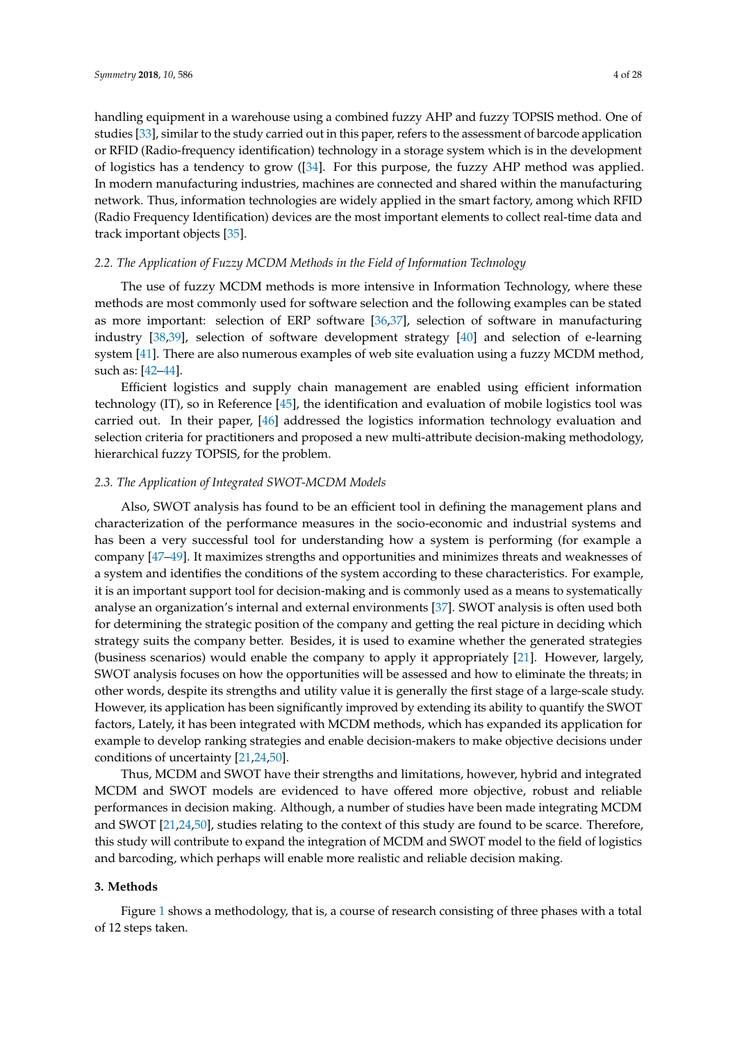handling equipment in a warehouse using a combined fuzzy AHP and fuzzy TOPSIS method. One of studies [33], similar to the study carried out in this paper, refers to the assessment of barcode application or RFID (Radio-frequency identification) technology in a storage system which is in the development of logistics has a tendency to grow ([34]. For this purpose, the fuzzy AHP method was applied. In modern manufacturing industries, machines are connected and shared within the manufacturing network. Thus, information technologies are widely applied in the smart factory, among which RFID (Radio Frequency Identification) devices are the most important elements to collect real-time data and track important objects [35].

### 2.2. The Application of Fuzzy MCDM Methods in the Field of Information Technology

The use of fuzzy MCDM methods is more intensive in Information Technology, where these methods are most commonly used for software selection and the following examples can be stated as more important: selection of ERP software [36,37], selection of software in manufacturing industry [38,39], selection of software development strategy [40] and selection of e-learning system [41]. There are also numerous examples of web site evaluation using a fuzzy MCDM method, such as: [42–44].

Efficient logistics and supply chain management are enabled using efficient information technology (IT), so in Reference [45], the identification and evaluation of mobile logistics tool was carried out. In their paper, [46] addressed the logistics information technology evaluation and selection criteria for practitioners and proposed a new multi-attribute decision-making methodology, hierarchical fuzzy TOPSIS, for the problem.

### 2.3. The Application of Integrated SWOT-MCDM Models

Also, SWOT analysis has found to be an efficient tool in defining the management plans and characterization of the performance measures in the socio-economic and industrial systems and has been a very successful tool for understanding how a system is performing (for example a company [47–49]. It maximizes strengths and opportunities and minimizes threats and weaknesses of a system and identifies the conditions of the system according to these characteristics. For example, it is an important support tool for decision-making and is commonly used as a means to systematically analyse an organization's internal and external environments [37]. SWOT analysis is often used both for determining the strategic position of the company and getting the real picture in deciding which strategy suits the company better. Besides, it is used to examine whether the generated strategies (business scenarios) would enable the company to apply it appropriately [21]. However, largely, SWOT analysis focuses on how the opportunities will be assessed and how to eliminate the threats; in other words, despite its strengths and utility value it is generally the first stage of a large-scale study. However, its application has been significantly improved by extending its ability to quantify the SWOT factors, Lately, it has been integrated with MCDM methods, which has expanded its application for example to develop ranking strategies and enable decision-makers to make objective decisions under conditions of uncertainty [21,24,50].

Thus, MCDM and SWOT have their strengths and limitations, however, hybrid and integrated MCDM and SWOT models are evidenced to have offered more objective, robust and reliable performances in decision making. Although, a number of studies have been made integrating MCDM and SWOT [21,24,50], studies relating to the context of this study are found to be scarce. Therefore, this study will contribute to expand the integration of MCDM and SWOT model to the field of logistics and barcoding, which perhaps will enable more realistic and reliable decision making.

## 3. Methods

Figure 1 shows a methodology, that is, a course of research consisting of three phases with a total of 12 steps taken.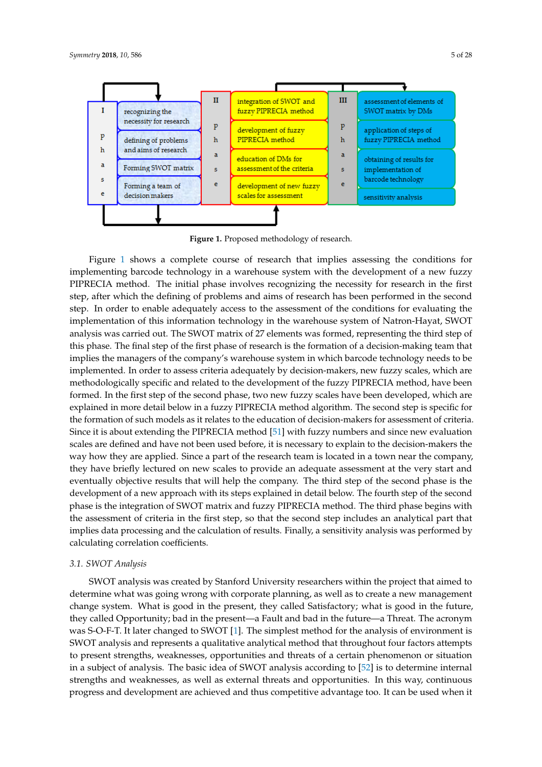| Phase I | Phase II | Phase III |
|---|---|---|
| recognizing the necessity for research | integration of SWOT and fuzzy PIPRECIA method | assessment of elements of SWOT matrix by DMs |
| defining of problems and aims of research | development of fuzzy PIPRECIA method | application of steps of fuzzy PIPRECIA method |
| Forming SWOT matrix | education of DMs for assessment of the criteria | obtaining of results for implementation of barcode technology |
| Forming a team of decision makers | development of new fuzzy scales for assessment | sensitivity analysis |

**Figure 1.** Proposed methodology of research.

Figure 1 shows a complete course of research that implies assessing the conditions for implementing barcode technology in a warehouse system with the development of a new fuzzy PIPRECIA method. The initial phase involves recognizing the necessity for research in the first step, after which the defining of problems and aims of research has been performed in the second step. In order to enable adequately access to the assessment of the conditions for evaluating the implementation of this information technology in the warehouse system of Natron-Hayat, SWOT analysis was carried out. The SWOT matrix of 27 elements was formed, representing the third step of this phase. The final step of the first phase of research is the formation of a decision-making team that implies the managers of the company's warehouse system in which barcode technology needs to be implemented. In order to assess criteria adequately by decision-makers, new fuzzy scales, which are methodologically specific and related to the development of the fuzzy PIPRECIA method, have been formed. In the first step of the second phase, two new fuzzy scales have been developed, which are explained in more detail below in a fuzzy PIPRECIA method algorithm. The second step is specific for the formation of such models as it relates to the education of decision-makers for assessment of criteria. Since it is about extending the PIPRECIA method [51] with fuzzy numbers and since new evaluation scales are defined and have not been used before, it is necessary to explain to the decision-makers the way how they are applied. Since a part of the research team is located in a town near the company, they have briefly lectured on new scales to provide an adequate assessment at the very start and eventually objective results that will help the company. The third step of the second phase is the development of a new approach with its steps explained in detail below. The fourth step of the second phase is the integration of SWOT matrix and fuzzy PIPRECIA method. The third phase begins with the assessment of criteria in the first step, so that the second step includes an analytical part that implies data processing and the calculation of results. Finally, a sensitivity analysis was performed by calculating correlation coefficients.

### 3.1. SWOT Analysis

SWOT analysis was created by Stanford University researchers within the project that aimed to determine what was going wrong with corporate planning, as well as to create a new management change system. What is good in the present, they called Satisfactory; what is good in the future, they called Opportunity; bad in the present—a Fault and bad in the future—a Threat. The acronym was S-O-F-T. It later changed to SWOT [1]. The simplest method for the analysis of environment is SWOT analysis and represents a qualitative analytical method that throughout four factors attempts to present strengths, weaknesses, opportunities and threats of a certain phenomenon or situation in a subject of analysis. The basic idea of SWOT analysis according to [52] is to determine internal strengths and weaknesses, as well as external threats and opportunities. In this way, continuous progress and development are achieved and thus competitive advantage too. It can be used when it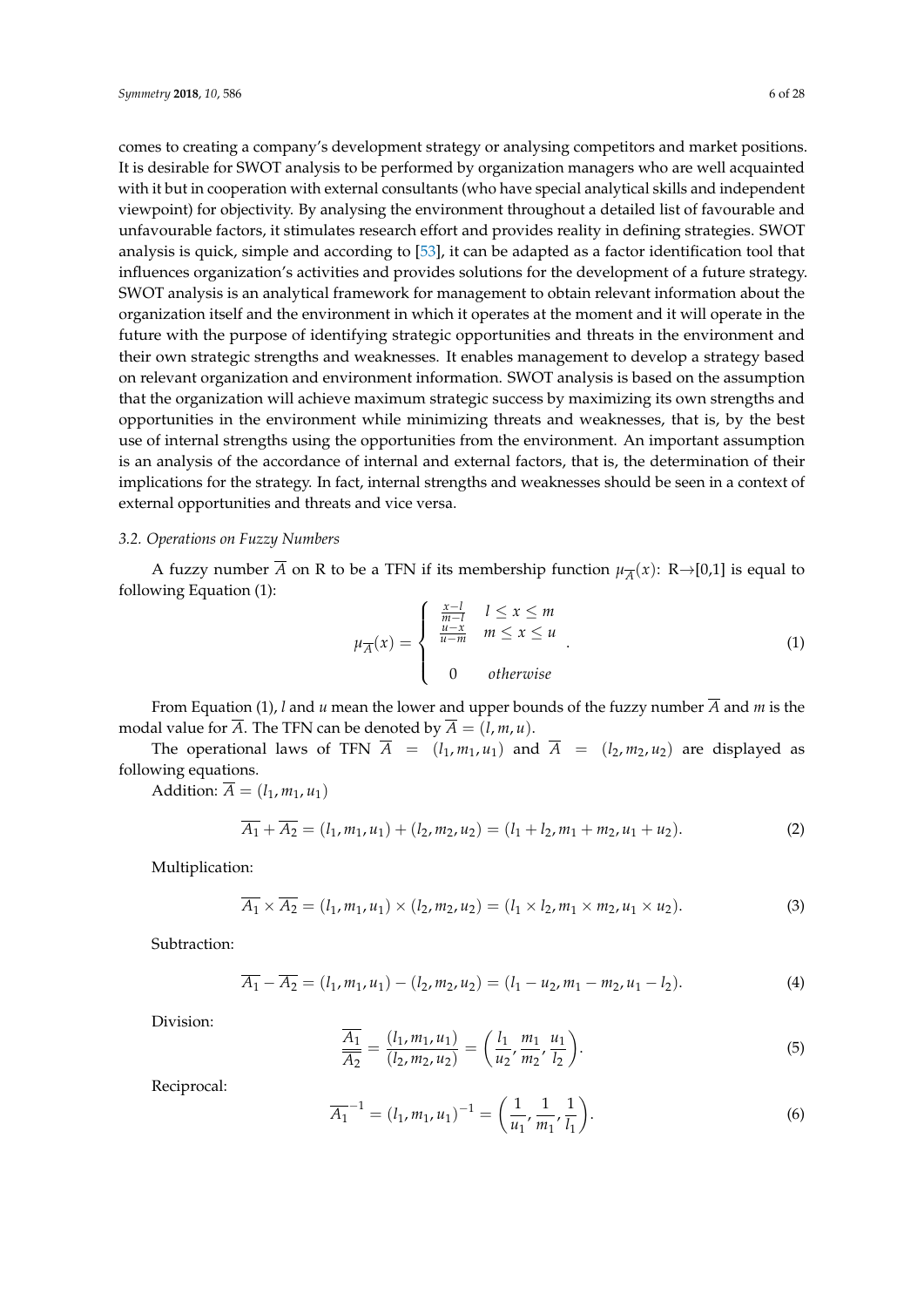comes to creating a company's development strategy or analysing competitors and market positions. It is desirable for SWOT analysis to be performed by organization managers who are well acquainted with it but in cooperation with external consultants (who have special analytical skills and independent viewpoint) for objectivity. By analysing the environment throughout a detailed list of favourable and unfavourable factors, it stimulates research effort and provides reality in defining strategies. SWOT analysis is quick, simple and according to [53], it can be adapted as a factor identification tool that influences organization's activities and provides solutions for the development of a future strategy. SWOT analysis is an analytical framework for management to obtain relevant information about the organization itself and the environment in which it operates at the moment and it will operate in the future with the purpose of identifying strategic opportunities and threats in the environment and their own strategic strengths and weaknesses. It enables management to develop a strategy based on relevant organization and environment information. SWOT analysis is based on the assumption that the organization will achieve maximum strategic success by maximizing its own strengths and opportunities in the environment while minimizing threats and weaknesses, that is, by the best use of internal strengths using the opportunities from the environment. An important assumption is an analysis of the accordance of internal and external factors, that is, the determination of their implications for the strategy. In fact, internal strengths and weaknesses should be seen in a context of external opportunities and threats and vice versa.

### 3.2. Operations on Fuzzy Numbers

A fuzzy number $\overline{A}$ on R to be a TFN if its membership function $\mu_{\overline{A}}(x)$: R→[0,1] is equal to following Equation (1):

$$\mu_{\overline{A}}(x) = \begin{cases} \frac{x-l}{m-l} & l \le x \le m \\ \frac{u-x}{u-m} & m \le x \le u \\ 0 & otherwise \end{cases}. \tag{1}$$

From Equation (1), $l$ and $u$ mean the lower and upper bounds of the fuzzy number $\overline{A}$ and $m$ is the modal value for $\overline{A}$. The TFN can be denoted by $\overline{A} = (l, m, u)$.

The operational laws of TFN $\overline{A} = (l_1, m_1, u_1)$ and $\overline{A} = (l_2, m_2, u_2)$ are displayed as following equations.

Addition: $\overline{A} = (l_1, m_1, u_1)$

$$\overline{A_1} + \overline{A_2} = (l_1, m_1, u_1) + (l_2, m_2, u_2) = (l_1 + l_2, m_1 + m_2, u_1 + u_2). \tag{2}$$

Multiplication:

$$\overline{A_1} \times \overline{A_2} = (l_1, m_1, u_1) \times (l_2, m_2, u_2) = (l_1 \times l_2, m_1 \times m_2, u_1 \times u_2). \tag{3}$$

Subtraction:

$$\overline{A_1} - \overline{A_2} = (l_1, m_1, u_1) - (l_2, m_2, u_2) = (l_1 - u_2, m_1 - m_2, u_1 - l_2). \tag{4}$$

Division:

$$\frac{\overline{A_1}}{\overline{A_2}} = \frac{(l_1, m_1, u_1)}{(l_2, m_2, u_2)} = \left(\frac{l_1}{u_2}, \frac{m_1}{m_2}, \frac{u_1}{l_2}\right). \tag{5}$$

Reciprocal:

$$\overline{A_1}^{-1} = (l_1, m_1, u_1)^{-1} = \left(\frac{1}{u_1}, \frac{1}{m_1}, \frac{1}{l_1}\right). \tag{6}$$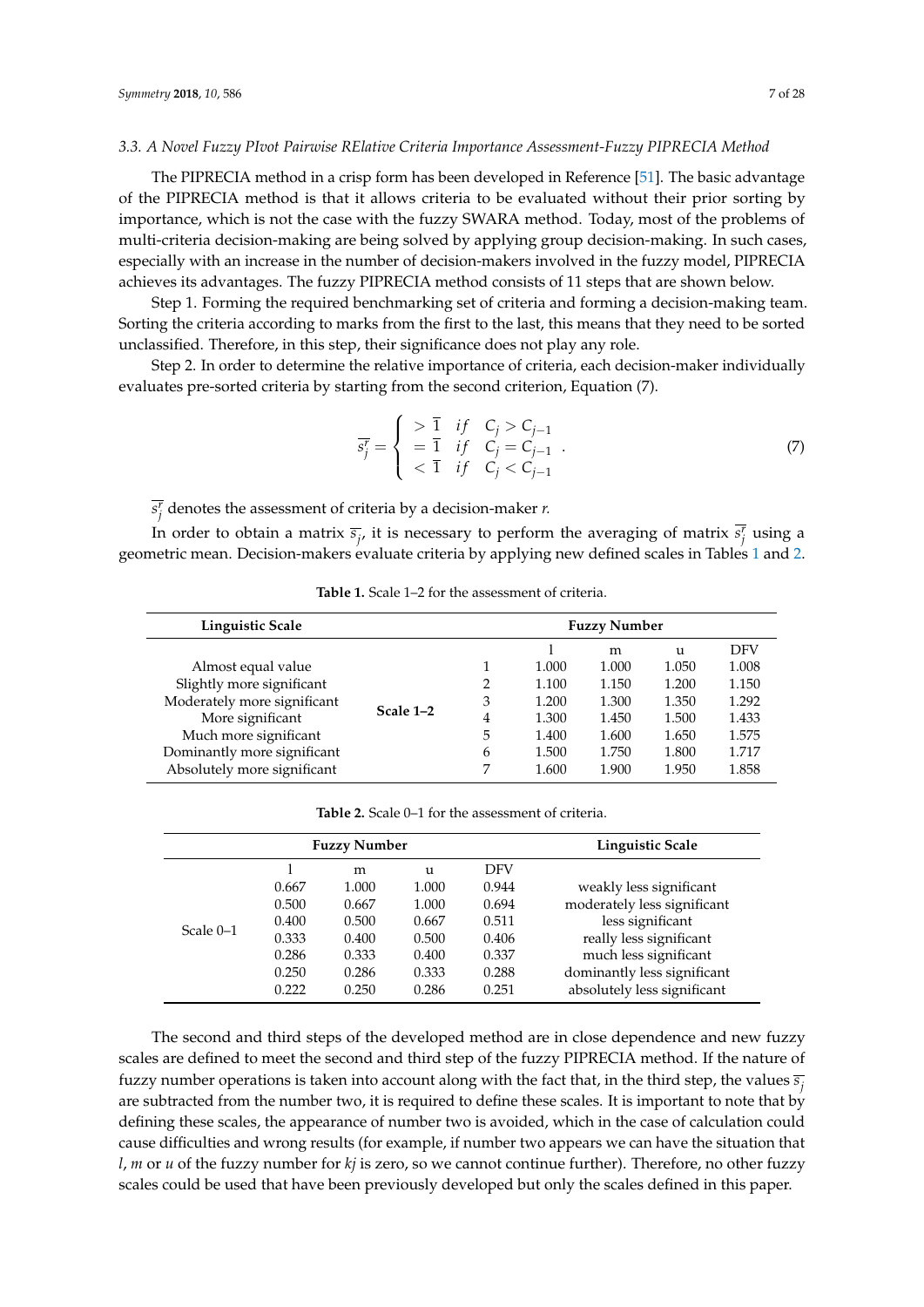### 3.3. A Novel Fuzzy PIvot Pairwise RElative Criteria Importance Assessment-Fuzzy PIPRECIA Method

The PIPRECIA method in a crisp form has been developed in Reference [51]. The basic advantage of the PIPRECIA method is that it allows criteria to be evaluated without their prior sorting by importance, which is not the case with the fuzzy SWARA method. Today, most of the problems of multi-criteria decision-making are being solved by applying group decision-making. In such cases, especially with an increase in the number of decision-makers involved in the fuzzy model, PIPRECIA achieves its advantages. The fuzzy PIPRECIA method consists of 11 steps that are shown below.

Step 1. Forming the required benchmarking set of criteria and forming a decision-making team. Sorting the criteria according to marks from the first to the last, this means that they need to be sorted unclassified. Therefore, in this step, their significance does not play any role.

Step 2. In order to determine the relative importance of criteria, each decision-maker individually evaluates pre-sorted criteria by starting from the second criterion, Equation (7).

$$\overline{s_j^r} = \begin{cases} > \overline{1} & if \quad C_j > C_{j-1} \\ = \overline{1} & if \quad C_j = C_{j-1} \\ < \overline{1} & if \quad C_j < C_{j-1} \end{cases} . \tag{7}$$

$\overline{s_j^r}$ denotes the assessment of criteria by a decision-maker *r*.

In order to obtain a matrix $\overline{s_j}$, it is necessary to perform the averaging of matrix $\overline{s_j^r}$ using a geometric mean. Decision-makers evaluate criteria by applying new defined scales in Tables 1 and 2.

**Table 1.** Scale 1–2 for the assessment of criteria.

| Linguistic Scale | | | Fuzzy Number | | | |
|---|---|---|---|---|---|---|
| | | | l | m | u | DFV |
| Almost equal value | Scale 1–2 | 1 | 1.000 | 1.000 | 1.050 | 1.008 |
| Slightly more significant | | 2 | 1.100 | 1.150 | 1.200 | 1.150 |
| Moderately more significant | | 3 | 1.200 | 1.300 | 1.350 | 1.292 |
| More significant | | 4 | 1.300 | 1.450 | 1.500 | 1.433 |
| Much more significant | | 5 | 1.400 | 1.600 | 1.650 | 1.575 |
| Dominantly more significant | | 6 | 1.500 | 1.750 | 1.800 | 1.717 |
| Absolutely more significant | | 7 | 1.600 | 1.900 | 1.950 | 1.858 |

**Table 2.** Scale 0–1 for the assessment of criteria.

| | Fuzzy Number | | | | Linguistic Scale |
|---|---|---|---|---|---|
| | l | m | u | DFV | |
| Scale 0–1 | 0.667 | 1.000 | 1.000 | 0.944 | weakly less significant |
| | 0.500 | 0.667 | 1.000 | 0.694 | moderately less significant |
| | 0.400 | 0.500 | 0.667 | 0.511 | less significant |
| | 0.333 | 0.400 | 0.500 | 0.406 | really less significant |
| | 0.286 | 0.333 | 0.400 | 0.337 | much less significant |
| | 0.250 | 0.286 | 0.333 | 0.288 | dominantly less significant |
| | 0.222 | 0.250 | 0.286 | 0.251 | absolutely less significant |

The second and third steps of the developed method are in close dependence and new fuzzy scales are defined to meet the second and third step of the fuzzy PIPRECIA method. If the nature of fuzzy number operations is taken into account along with the fact that, in the third step, the values $\overline{s_j}$ are subtracted from the number two, it is required to define these scales. It is important to note that by defining these scales, the appearance of number two is avoided, which in the case of calculation could cause difficulties and wrong results (for example, if number two appears we can have the situation that *l*, *m* or *u* of the fuzzy number for *kj* is zero, so we cannot continue further). Therefore, no other fuzzy scales could be used that have been previously developed but only the scales defined in this paper.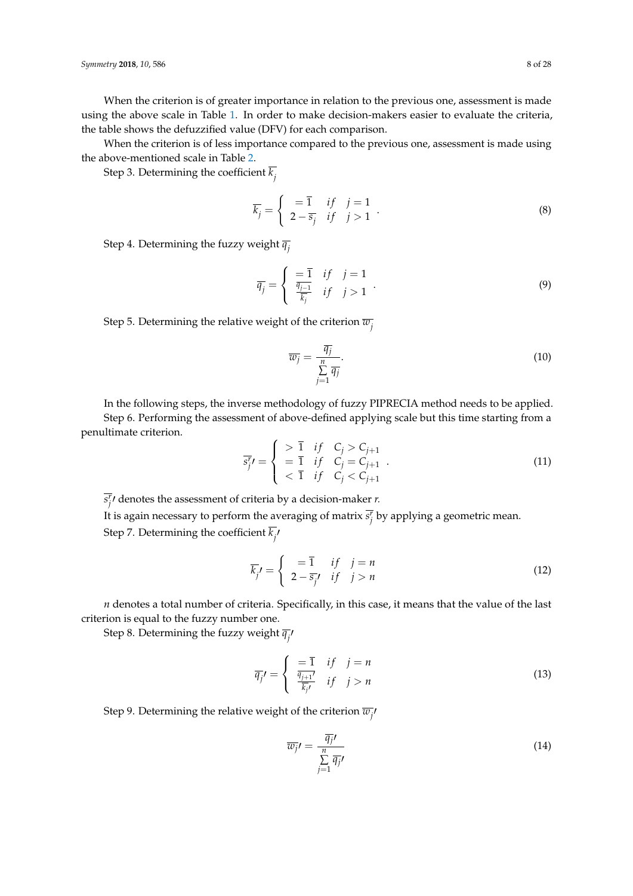When the criterion is of greater importance in relation to the previous one, assessment is made using the above scale in Table 1. In order to make decision-makers easier to evaluate the criteria, the table shows the defuzzified value (DFV) for each comparison.

When the criterion is of less importance compared to the previous one, assessment is made using the above-mentioned scale in Table 2.

Step 3. Determining the coefficient $\overline{k_j}$

$$\overline{k_j} = \begin{cases} = \overline{1} & if \quad j = 1 \\ 2 - \overline{s_j} & if \quad j > 1 \end{cases}. \tag{8}$$

Step 4. Determining the fuzzy weight $\overline{q_j}$

$$\overline{q_j} = \begin{cases} = \overline{1} & if \quad j = 1 \\ \frac{\overline{q_{j-1}}}{\overline{k_j}} & if \quad j > 1 \end{cases}. \tag{9}$$

Step 5. Determining the relative weight of the criterion $\overline{w_j}$

$$\overline{w_j} = \frac{\overline{q_j}}{\sum\limits_{j=1}^{n} \overline{q_j}}. \tag{10}$$

In the following steps, the inverse methodology of fuzzy PIPRECIA method needs to be applied.

Step 6. Performing the assessment of above-defined applying scale but this time starting from a penultimate criterion.

$$\overline{s_j^r}\prime = \begin{cases} > \overline{1} & if \quad C_j > C_{j+1} \\ = \overline{1} & if \quad C_j = C_{j+1} \\ < \overline{1} & if \quad C_j < C_{j+1} \end{cases}. \tag{11}$$

$\overline{s_j^r}\prime$ denotes the assessment of criteria by a decision-maker *r.*

It is again necessary to perform the averaging of matrix $\overline{s_j^r}$ by applying a geometric mean.

Step 7. Determining the coefficient $\overline{k_j}\prime$

$$\overline{k_j}\prime = \begin{cases} = \overline{1} & if \quad j = n \\ 2 - \overline{s_j}\prime & if \quad j > n \end{cases} \tag{12}$$

*n* denotes a total number of criteria. Specifically, in this case, it means that the value of the last criterion is equal to the fuzzy number one.

Step 8. Determining the fuzzy weight $\overline{q_j}\prime$

$$\overline{q_j}\prime = \begin{cases} = \overline{1} & if \quad j = n \\ \frac{\overline{q_{j+1}}\prime}{\overline{k_j}\prime} & if \quad j > n \end{cases} \tag{13}$$

Step 9. Determining the relative weight of the criterion $\overline{w_j}\prime$

$$\overline{w_j}\prime = \frac{\overline{q_j}\prime}{\sum\limits_{j=1}^{n} \overline{q_j}\prime} \tag{14}$$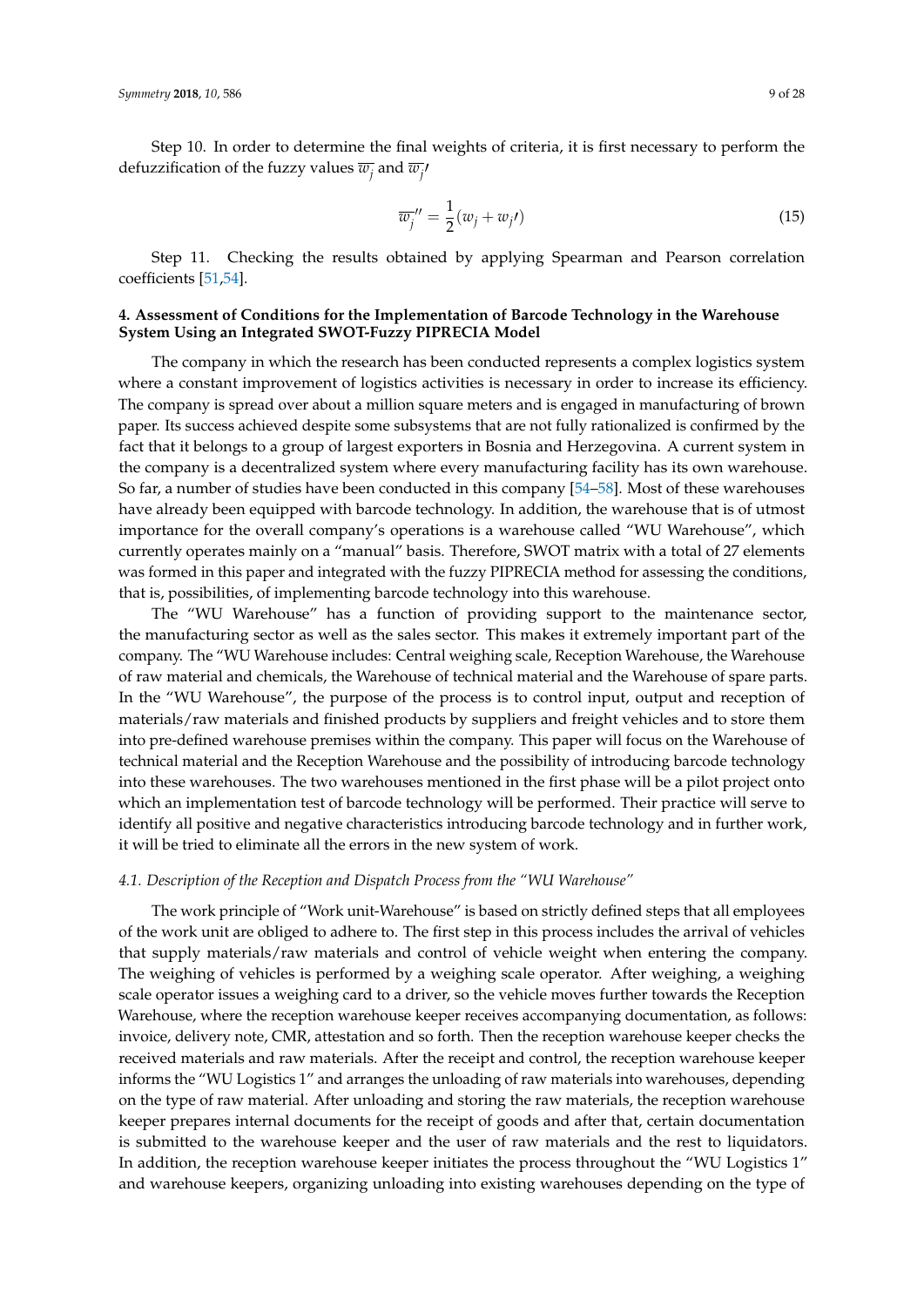Step 10. In order to determine the final weights of criteria, it is first necessary to perform the defuzzification of the fuzzy values $\overline{w_j}$ and $\overline{w_j}'$

$$\overline{w_j}'' = \frac{1}{2}(w_j + w_j') \tag{15}$$

Step 11. Checking the results obtained by applying Spearman and Pearson correlation coefficients [51,54].

## 4. Assessment of Conditions for the Implementation of Barcode Technology in the Warehouse System Using an Integrated SWOT-Fuzzy PIPRECIA Model

The company in which the research has been conducted represents a complex logistics system where a constant improvement of logistics activities is necessary in order to increase its efficiency. The company is spread over about a million square meters and is engaged in manufacturing of brown paper. Its success achieved despite some subsystems that are not fully rationalized is confirmed by the fact that it belongs to a group of largest exporters in Bosnia and Herzegovina. A current system in the company is a decentralized system where every manufacturing facility has its own warehouse. So far, a number of studies have been conducted in this company [54–58]. Most of these warehouses have already been equipped with barcode technology. In addition, the warehouse that is of utmost importance for the overall company's operations is a warehouse called "WU Warehouse", which currently operates mainly on a "manual" basis. Therefore, SWOT matrix with a total of 27 elements was formed in this paper and integrated with the fuzzy PIPRECIA method for assessing the conditions, that is, possibilities, of implementing barcode technology into this warehouse.

The "WU Warehouse" has a function of providing support to the maintenance sector, the manufacturing sector as well as the sales sector. This makes it extremely important part of the company. The "WU Warehouse includes: Central weighing scale, Reception Warehouse, the Warehouse of raw material and chemicals, the Warehouse of technical material and the Warehouse of spare parts. In the "WU Warehouse", the purpose of the process is to control input, output and reception of materials/raw materials and finished products by suppliers and freight vehicles and to store them into pre-defined warehouse premises within the company. This paper will focus on the Warehouse of technical material and the Reception Warehouse and the possibility of introducing barcode technology into these warehouses. The two warehouses mentioned in the first phase will be a pilot project onto which an implementation test of barcode technology will be performed. Their practice will serve to identify all positive and negative characteristics introducing barcode technology and in further work, it will be tried to eliminate all the errors in the new system of work.

### *4.1. Description of the Reception and Dispatch Process from the "WU Warehouse"*

The work principle of "Work unit-Warehouse" is based on strictly defined steps that all employees of the work unit are obliged to adhere to. The first step in this process includes the arrival of vehicles that supply materials/raw materials and control of vehicle weight when entering the company. The weighing of vehicles is performed by a weighing scale operator. After weighing, a weighing scale operator issues a weighing card to a driver, so the vehicle moves further towards the Reception Warehouse, where the reception warehouse keeper receives accompanying documentation, as follows: invoice, delivery note, CMR, attestation and so forth. Then the reception warehouse keeper checks the received materials and raw materials. After the receipt and control, the reception warehouse keeper informs the "WU Logistics 1" and arranges the unloading of raw materials into warehouses, depending on the type of raw material. After unloading and storing the raw materials, the reception warehouse keeper prepares internal documents for the receipt of goods and after that, certain documentation is submitted to the warehouse keeper and the user of raw materials and the rest to liquidators. In addition, the reception warehouse keeper initiates the process throughout the "WU Logistics 1" and warehouse keepers, organizing unloading into existing warehouses depending on the type of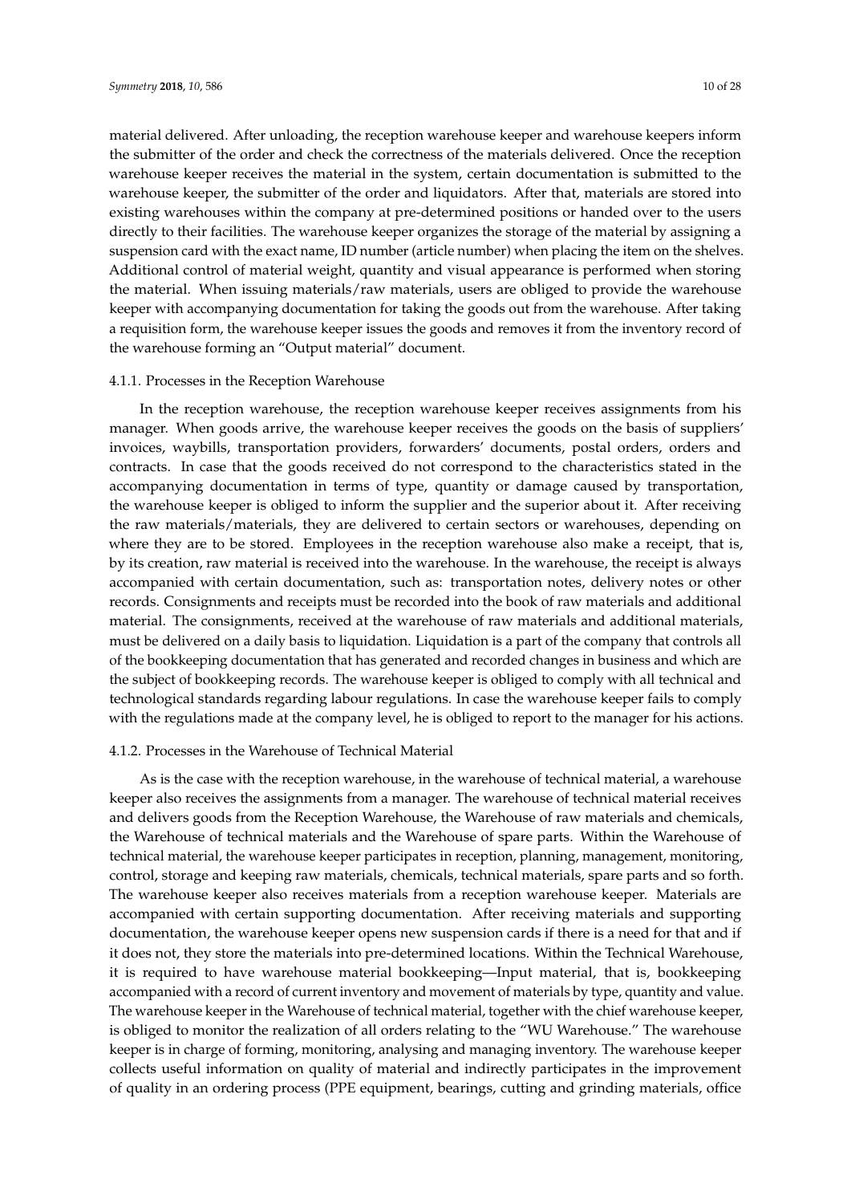material delivered. After unloading, the reception warehouse keeper and warehouse keepers inform the submitter of the order and check the correctness of the materials delivered. Once the reception warehouse keeper receives the material in the system, certain documentation is submitted to the warehouse keeper, the submitter of the order and liquidators. After that, materials are stored into existing warehouses within the company at pre-determined positions or handed over to the users directly to their facilities. The warehouse keeper organizes the storage of the material by assigning a suspension card with the exact name, ID number (article number) when placing the item on the shelves. Additional control of material weight, quantity and visual appearance is performed when storing the material. When issuing materials/raw materials, users are obliged to provide the warehouse keeper with accompanying documentation for taking the goods out from the warehouse. After taking a requisition form, the warehouse keeper issues the goods and removes it from the inventory record of the warehouse forming an "Output material" document.

#### 4.1.1. Processes in the Reception Warehouse

In the reception warehouse, the reception warehouse keeper receives assignments from his manager. When goods arrive, the warehouse keeper receives the goods on the basis of suppliers' invoices, waybills, transportation providers, forwarders' documents, postal orders, orders and contracts. In case that the goods received do not correspond to the characteristics stated in the accompanying documentation in terms of type, quantity or damage caused by transportation, the warehouse keeper is obliged to inform the supplier and the superior about it. After receiving the raw materials/materials, they are delivered to certain sectors or warehouses, depending on where they are to be stored. Employees in the reception warehouse also make a receipt, that is, by its creation, raw material is received into the warehouse. In the warehouse, the receipt is always accompanied with certain documentation, such as: transportation notes, delivery notes or other records. Consignments and receipts must be recorded into the book of raw materials and additional material. The consignments, received at the warehouse of raw materials and additional materials, must be delivered on a daily basis to liquidation. Liquidation is a part of the company that controls all of the bookkeeping documentation that has generated and recorded changes in business and which are the subject of bookkeeping records. The warehouse keeper is obliged to comply with all technical and technological standards regarding labour regulations. In case the warehouse keeper fails to comply with the regulations made at the company level, he is obliged to report to the manager for his actions.

#### 4.1.2. Processes in the Warehouse of Technical Material

As is the case with the reception warehouse, in the warehouse of technical material, a warehouse keeper also receives the assignments from a manager. The warehouse of technical material receives and delivers goods from the Reception Warehouse, the Warehouse of raw materials and chemicals, the Warehouse of technical materials and the Warehouse of spare parts. Within the Warehouse of technical material, the warehouse keeper participates in reception, planning, management, monitoring, control, storage and keeping raw materials, chemicals, technical materials, spare parts and so forth. The warehouse keeper also receives materials from a reception warehouse keeper. Materials are accompanied with certain supporting documentation. After receiving materials and supporting documentation, the warehouse keeper opens new suspension cards if there is a need for that and if it does not, they store the materials into pre-determined locations. Within the Technical Warehouse, it is required to have warehouse material bookkeeping—Input material, that is, bookkeeping accompanied with a record of current inventory and movement of materials by type, quantity and value. The warehouse keeper in the Warehouse of technical material, together with the chief warehouse keeper, is obliged to monitor the realization of all orders relating to the "WU Warehouse." The warehouse keeper is in charge of forming, monitoring, analysing and managing inventory. The warehouse keeper collects useful information on quality of material and indirectly participates in the improvement of quality in an ordering process (PPE equipment, bearings, cutting and grinding materials, office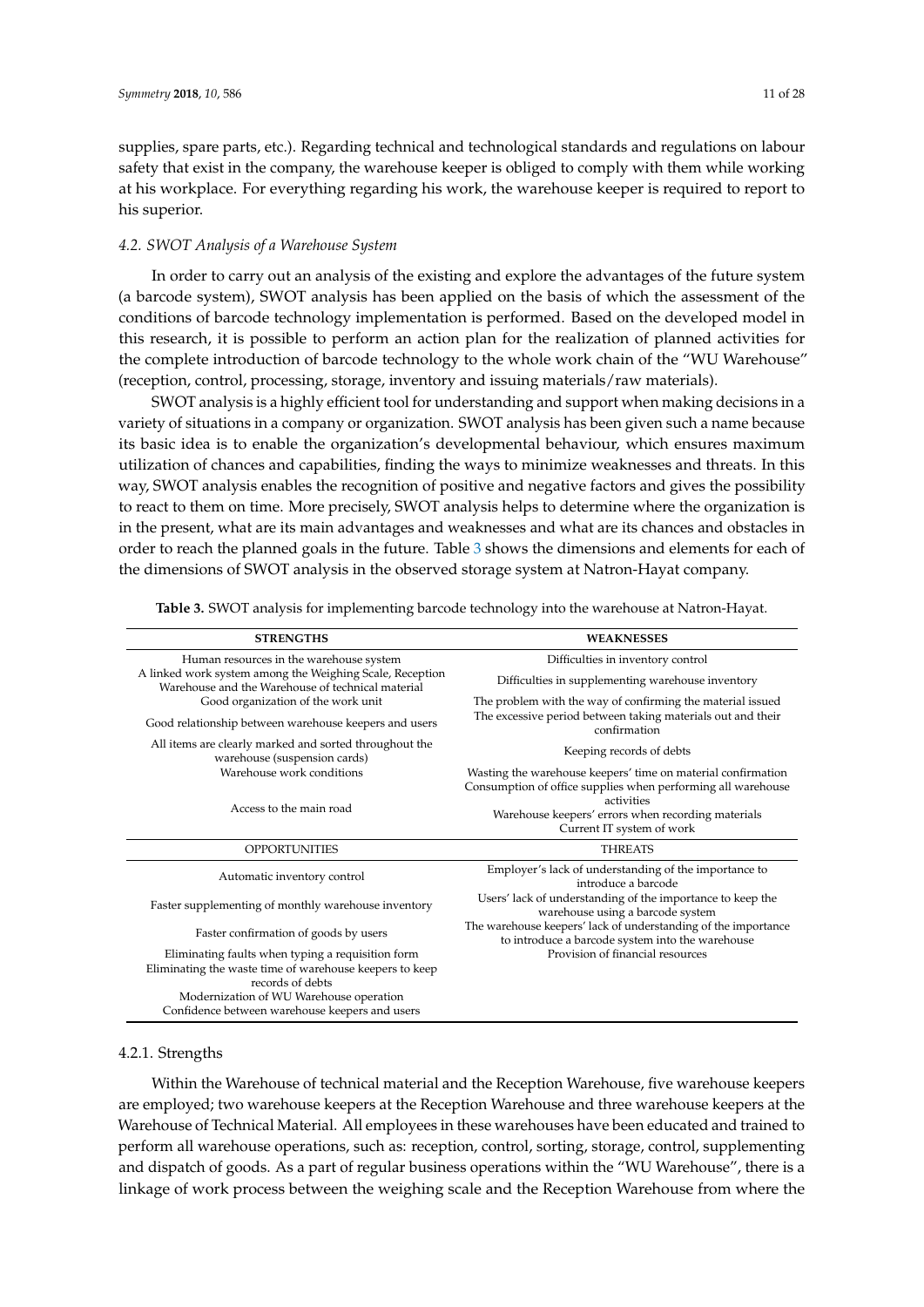supplies, spare parts, etc.). Regarding technical and technological standards and regulations on labour safety that exist in the company, the warehouse keeper is obliged to comply with them while working at his workplace. For everything regarding his work, the warehouse keeper is required to report to his superior.

### *4.2. SWOT Analysis of a Warehouse System*

In order to carry out an analysis of the existing and explore the advantages of the future system (a barcode system), SWOT analysis has been applied on the basis of which the assessment of the conditions of barcode technology implementation is performed. Based on the developed model in this research, it is possible to perform an action plan for the realization of planned activities for the complete introduction of barcode technology to the whole work chain of the "WU Warehouse" (reception, control, processing, storage, inventory and issuing materials/raw materials).

SWOT analysis is a highly efficient tool for understanding and support when making decisions in a variety of situations in a company or organization. SWOT analysis has been given such a name because its basic idea is to enable the organization's developmental behaviour, which ensures maximum utilization of chances and capabilities, finding the ways to minimize weaknesses and threats. In this way, SWOT analysis enables the recognition of positive and negative factors and gives the possibility to react to them on time. More precisely, SWOT analysis helps to determine where the organization is in the present, what are its main advantages and weaknesses and what are its chances and obstacles in order to reach the planned goals in the future. Table 3 shows the dimensions and elements for each of the dimensions of SWOT analysis in the observed storage system at Natron-Hayat company.

**Table 3.** SWOT analysis for implementing barcode technology into the warehouse at Natron-Hayat.

| **STRENGTHS** | **WEAKNESSES** |
|---|---|
| Human resources in the warehouse system | Difficulties in inventory control |
| A linked work system among the Weighing Scale, Reception Warehouse and the Warehouse of technical material | Difficulties in supplementing warehouse inventory |
| Good organization of the work unit | The problem with the way of confirming the material issued |
| Good relationship between warehouse keepers and users | The excessive period between taking materials out and their confirmation |
| All items are clearly marked and sorted throughout the warehouse (suspension cards) | Keeping records of debts |
| Warehouse work conditions | Wasting the warehouse keepers' time on material confirmation |
| Access to the main road | Consumption of office supplies when performing all warehouse activities |
| | Warehouse keepers' errors when recording materials |
| | Current IT system of work |
| **OPPORTUNITIES** | **THREATS** |
| Automatic inventory control | Employer's lack of understanding of the importance to introduce a barcode |
| Faster supplementing of monthly warehouse inventory | Users' lack of understanding of the importance to keep the warehouse using a barcode system |
| Faster confirmation of goods by users | The warehouse keepers' lack of understanding of the importance to introduce a barcode system into the warehouse |
| Eliminating faults when typing a requisition form | Provision of financial resources |
| Eliminating the waste time of warehouse keepers to keep records of debts | |
| Modernization of WU Warehouse operation | |
| Confidence between warehouse keepers and users | |

#### 4.2.1. Strengths

Within the Warehouse of technical material and the Reception Warehouse, five warehouse keepers are employed; two warehouse keepers at the Reception Warehouse and three warehouse keepers at the Warehouse of Technical Material. All employees in these warehouses have been educated and trained to perform all warehouse operations, such as: reception, control, sorting, storage, control, supplementing and dispatch of goods. As a part of regular business operations within the "WU Warehouse", there is a linkage of work process between the weighing scale and the Reception Warehouse from where the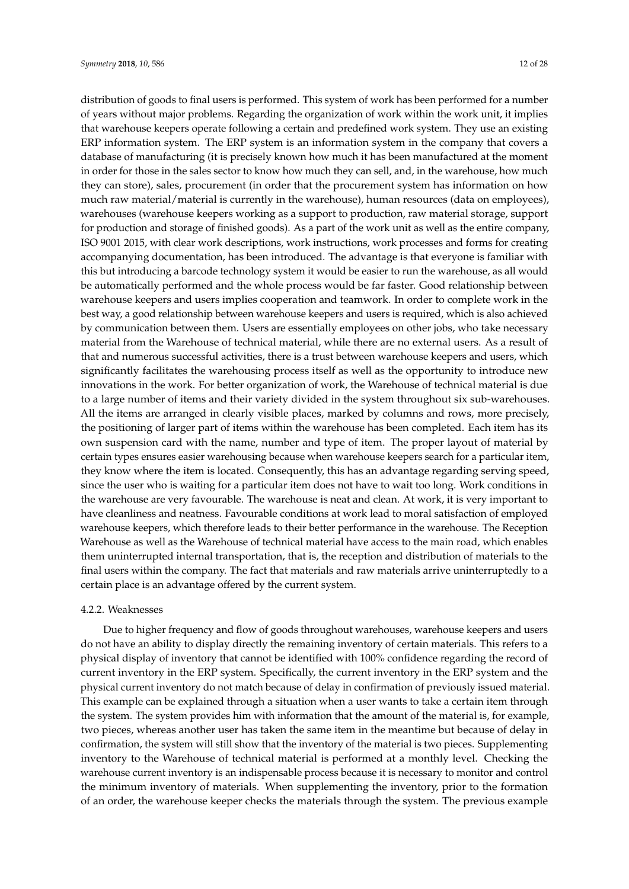distribution of goods to final users is performed. This system of work has been performed for a number of years without major problems. Regarding the organization of work within the work unit, it implies that warehouse keepers operate following a certain and predefined work system. They use an existing ERP information system. The ERP system is an information system in the company that covers a database of manufacturing (it is precisely known how much it has been manufactured at the moment in order for those in the sales sector to know how much they can sell, and, in the warehouse, how much they can store), sales, procurement (in order that the procurement system has information on how much raw material/material is currently in the warehouse), human resources (data on employees), warehouses (warehouse keepers working as a support to production, raw material storage, support for production and storage of finished goods). As a part of the work unit as well as the entire company, ISO 9001 2015, with clear work descriptions, work instructions, work processes and forms for creating accompanying documentation, has been introduced. The advantage is that everyone is familiar with this but introducing a barcode technology system it would be easier to run the warehouse, as all would be automatically performed and the whole process would be far faster. Good relationship between warehouse keepers and users implies cooperation and teamwork. In order to complete work in the best way, a good relationship between warehouse keepers and users is required, which is also achieved by communication between them. Users are essentially employees on other jobs, who take necessary material from the Warehouse of technical material, while there are no external users. As a result of that and numerous successful activities, there is a trust between warehouse keepers and users, which significantly facilitates the warehousing process itself as well as the opportunity to introduce new innovations in the work. For better organization of work, the Warehouse of technical material is due to a large number of items and their variety divided in the system throughout six sub-warehouses. All the items are arranged in clearly visible places, marked by columns and rows, more precisely, the positioning of larger part of items within the warehouse has been completed. Each item has its own suspension card with the name, number and type of item. The proper layout of material by certain types ensures easier warehousing because when warehouse keepers search for a particular item, they know where the item is located. Consequently, this has an advantage regarding serving speed, since the user who is waiting for a particular item does not have to wait too long. Work conditions in the warehouse are very favourable. The warehouse is neat and clean. At work, it is very important to have cleanliness and neatness. Favourable conditions at work lead to moral satisfaction of employed warehouse keepers, which therefore leads to their better performance in the warehouse. The Reception Warehouse as well as the Warehouse of technical material have access to the main road, which enables them uninterrupted internal transportation, that is, the reception and distribution of materials to the final users within the company. The fact that materials and raw materials arrive uninterruptedly to a certain place is an advantage offered by the current system.

#### 4.2.2. Weaknesses

Due to higher frequency and flow of goods throughout warehouses, warehouse keepers and users do not have an ability to display directly the remaining inventory of certain materials. This refers to a physical display of inventory that cannot be identified with 100% confidence regarding the record of current inventory in the ERP system. Specifically, the current inventory in the ERP system and the physical current inventory do not match because of delay in confirmation of previously issued material. This example can be explained through a situation when a user wants to take a certain item through the system. The system provides him with information that the amount of the material is, for example, two pieces, whereas another user has taken the same item in the meantime but because of delay in confirmation, the system will still show that the inventory of the material is two pieces. Supplementing inventory to the Warehouse of technical material is performed at a monthly level. Checking the warehouse current inventory is an indispensable process because it is necessary to monitor and control the minimum inventory of materials. When supplementing the inventory, prior to the formation of an order, the warehouse keeper checks the materials through the system. The previous example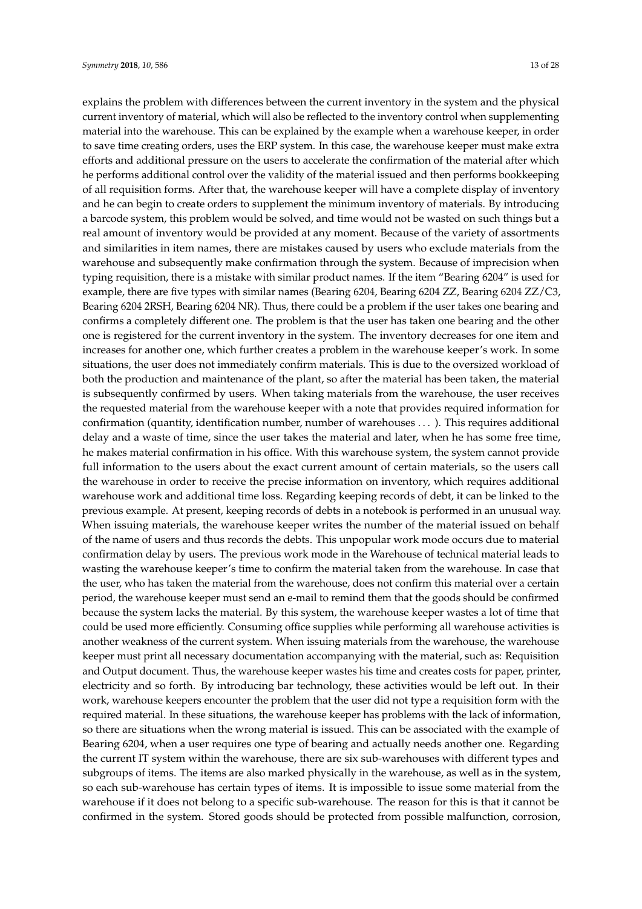explains the problem with differences between the current inventory in the system and the physical current inventory of material, which will also be reflected to the inventory control when supplementing material into the warehouse. This can be explained by the example when a warehouse keeper, in order to save time creating orders, uses the ERP system. In this case, the warehouse keeper must make extra efforts and additional pressure on the users to accelerate the confirmation of the material after which he performs additional control over the validity of the material issued and then performs bookkeeping of all requisition forms. After that, the warehouse keeper will have a complete display of inventory and he can begin to create orders to supplement the minimum inventory of materials. By introducing a barcode system, this problem would be solved, and time would not be wasted on such things but a real amount of inventory would be provided at any moment. Because of the variety of assortments and similarities in item names, there are mistakes caused by users who exclude materials from the warehouse and subsequently make confirmation through the system. Because of imprecision when typing requisition, there is a mistake with similar product names. If the item "Bearing 6204" is used for example, there are five types with similar names (Bearing 6204, Bearing 6204 ZZ, Bearing 6204 ZZ/C3, Bearing 6204 2RSH, Bearing 6204 NR). Thus, there could be a problem if the user takes one bearing and confirms a completely different one. The problem is that the user has taken one bearing and the other one is registered for the current inventory in the system. The inventory decreases for one item and increases for another one, which further creates a problem in the warehouse keeper's work. In some situations, the user does not immediately confirm materials. This is due to the oversized workload of both the production and maintenance of the plant, so after the material has been taken, the material is subsequently confirmed by users. When taking materials from the warehouse, the user receives the requested material from the warehouse keeper with a note that provides required information for confirmation (quantity, identification number, number of warehouses . . . ). This requires additional delay and a waste of time, since the user takes the material and later, when he has some free time, he makes material confirmation in his office. With this warehouse system, the system cannot provide full information to the users about the exact current amount of certain materials, so the users call the warehouse in order to receive the precise information on inventory, which requires additional warehouse work and additional time loss. Regarding keeping records of debt, it can be linked to the previous example. At present, keeping records of debts in a notebook is performed in an unusual way. When issuing materials, the warehouse keeper writes the number of the material issued on behalf of the name of users and thus records the debts. This unpopular work mode occurs due to material confirmation delay by users. The previous work mode in the Warehouse of technical material leads to wasting the warehouse keeper's time to confirm the material taken from the warehouse. In case that the user, who has taken the material from the warehouse, does not confirm this material over a certain period, the warehouse keeper must send an e-mail to remind them that the goods should be confirmed because the system lacks the material. By this system, the warehouse keeper wastes a lot of time that could be used more efficiently. Consuming office supplies while performing all warehouse activities is another weakness of the current system. When issuing materials from the warehouse, the warehouse keeper must print all necessary documentation accompanying with the material, such as: Requisition and Output document. Thus, the warehouse keeper wastes his time and creates costs for paper, printer, electricity and so forth. By introducing bar technology, these activities would be left out. In their work, warehouse keepers encounter the problem that the user did not type a requisition form with the required material. In these situations, the warehouse keeper has problems with the lack of information, so there are situations when the wrong material is issued. This can be associated with the example of Bearing 6204, when a user requires one type of bearing and actually needs another one. Regarding the current IT system within the warehouse, there are six sub-warehouses with different types and subgroups of items. The items are also marked physically in the warehouse, as well as in the system, so each sub-warehouse has certain types of items. It is impossible to issue some material from the warehouse if it does not belong to a specific sub-warehouse. The reason for this is that it cannot be confirmed in the system. Stored goods should be protected from possible malfunction, corrosion,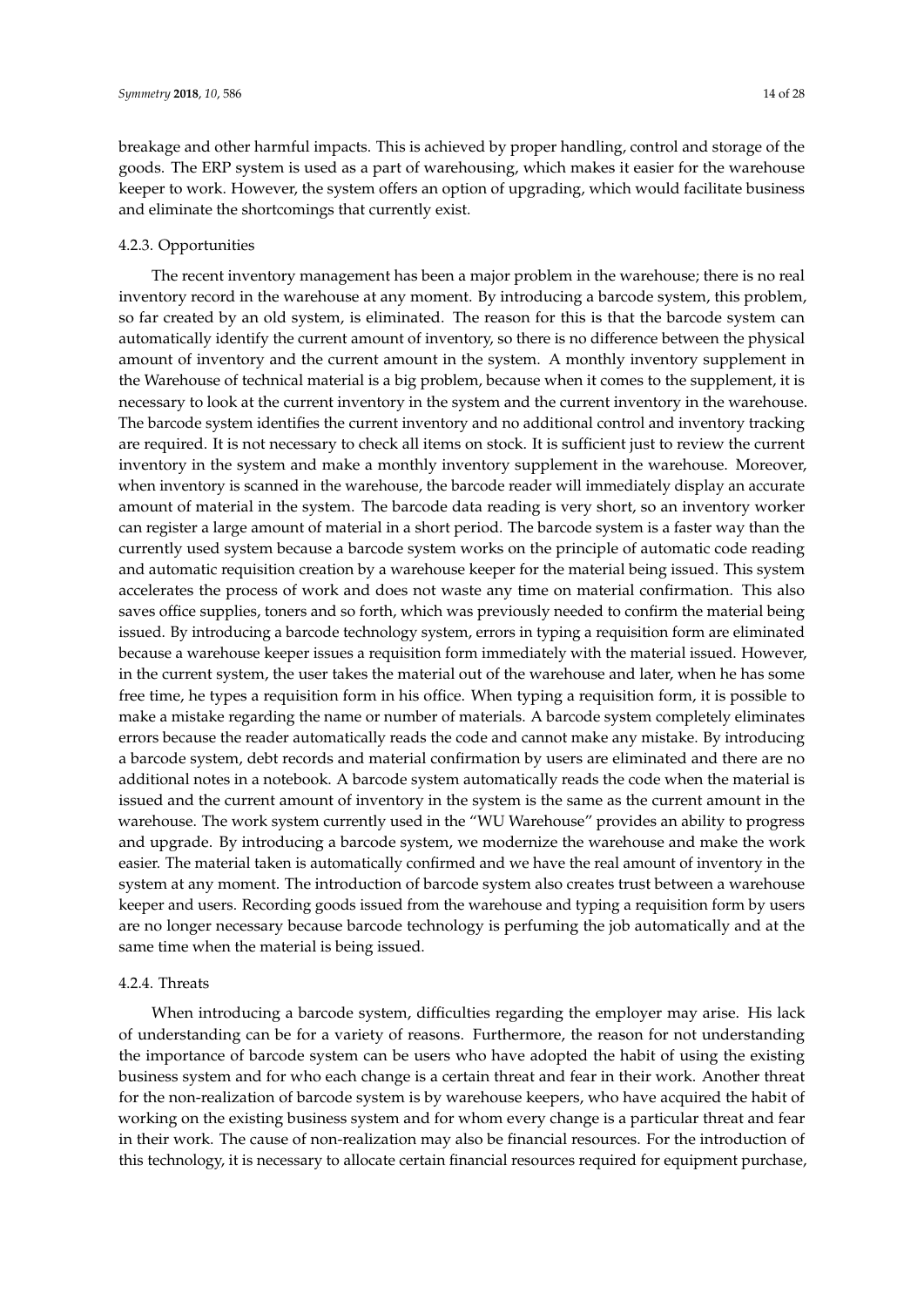breakage and other harmful impacts. This is achieved by proper handling, control and storage of the goods. The ERP system is used as a part of warehousing, which makes it easier for the warehouse keeper to work. However, the system offers an option of upgrading, which would facilitate business and eliminate the shortcomings that currently exist.

#### 4.2.3. Opportunities

The recent inventory management has been a major problem in the warehouse; there is no real inventory record in the warehouse at any moment. By introducing a barcode system, this problem, so far created by an old system, is eliminated. The reason for this is that the barcode system can automatically identify the current amount of inventory, so there is no difference between the physical amount of inventory and the current amount in the system. A monthly inventory supplement in the Warehouse of technical material is a big problem, because when it comes to the supplement, it is necessary to look at the current inventory in the system and the current inventory in the warehouse. The barcode system identifies the current inventory and no additional control and inventory tracking are required. It is not necessary to check all items on stock. It is sufficient just to review the current inventory in the system and make a monthly inventory supplement in the warehouse. Moreover, when inventory is scanned in the warehouse, the barcode reader will immediately display an accurate amount of material in the system. The barcode data reading is very short, so an inventory worker can register a large amount of material in a short period. The barcode system is a faster way than the currently used system because a barcode system works on the principle of automatic code reading and automatic requisition creation by a warehouse keeper for the material being issued. This system accelerates the process of work and does not waste any time on material confirmation. This also saves office supplies, toners and so forth, which was previously needed to confirm the material being issued. By introducing a barcode technology system, errors in typing a requisition form are eliminated because a warehouse keeper issues a requisition form immediately with the material issued. However, in the current system, the user takes the material out of the warehouse and later, when he has some free time, he types a requisition form in his office. When typing a requisition form, it is possible to make a mistake regarding the name or number of materials. A barcode system completely eliminates errors because the reader automatically reads the code and cannot make any mistake. By introducing a barcode system, debt records and material confirmation by users are eliminated and there are no additional notes in a notebook. A barcode system automatically reads the code when the material is issued and the current amount of inventory in the system is the same as the current amount in the warehouse. The work system currently used in the "WU Warehouse" provides an ability to progress and upgrade. By introducing a barcode system, we modernize the warehouse and make the work easier. The material taken is automatically confirmed and we have the real amount of inventory in the system at any moment. The introduction of barcode system also creates trust between a warehouse keeper and users. Recording goods issued from the warehouse and typing a requisition form by users are no longer necessary because barcode technology is perfuming the job automatically and at the same time when the material is being issued.

#### 4.2.4. Threats

When introducing a barcode system, difficulties regarding the employer may arise. His lack of understanding can be for a variety of reasons. Furthermore, the reason for not understanding the importance of barcode system can be users who have adopted the habit of using the existing business system and for who each change is a certain threat and fear in their work. Another threat for the non-realization of barcode system is by warehouse keepers, who have acquired the habit of working on the existing business system and for whom every change is a particular threat and fear in their work. The cause of non-realization may also be financial resources. For the introduction of this technology, it is necessary to allocate certain financial resources required for equipment purchase,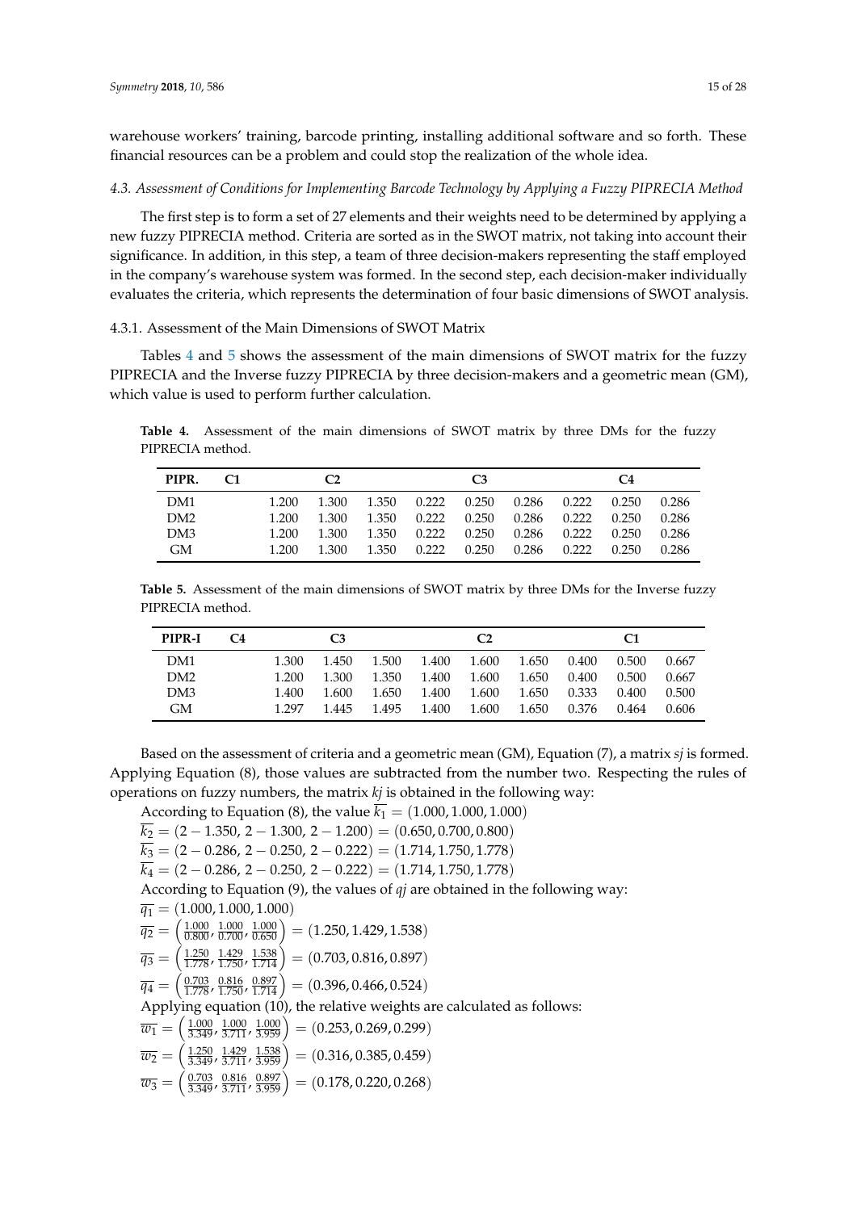warehouse workers' training, barcode printing, installing additional software and so forth. These financial resources can be a problem and could stop the realization of the whole idea.

### *4.3. Assessment of Conditions for Implementing Barcode Technology by Applying a Fuzzy PIPRECIA Method*

The first step is to form a set of 27 elements and their weights need to be determined by applying a new fuzzy PIPRECIA method. Criteria are sorted as in the SWOT matrix, not taking into account their significance. In addition, in this step, a team of three decision-makers representing the staff employed in the company's warehouse system was formed. In the second step, each decision-maker individually evaluates the criteria, which represents the determination of four basic dimensions of SWOT analysis.

#### 4.3.1. Assessment of the Main Dimensions of SWOT Matrix

Tables 4 and 5 shows the assessment of the main dimensions of SWOT matrix for the fuzzy PIPRECIA and the Inverse fuzzy PIPRECIA by three decision-makers and a geometric mean (GM), which value is used to perform further calculation.

**Table 4.** Assessment of the main dimensions of SWOT matrix by three DMs for the fuzzy PIPRECIA method.

| PIPR. | C1 | C2 | | | C3 | | | C4 | | |
|---|---|---|---|---|---|---|---|---|---|---|
| DM1 | | 1.200 | 1.300 | 1.350 | 0.222 | 0.250 | 0.286 | 0.222 | 0.250 | 0.286 |
| DM2 | | 1.200 | 1.300 | 1.350 | 0.222 | 0.250 | 0.286 | 0.222 | 0.250 | 0.286 |
| DM3 | | 1.200 | 1.300 | 1.350 | 0.222 | 0.250 | 0.286 | 0.222 | 0.250 | 0.286 |
| GM | | 1.200 | 1.300 | 1.350 | 0.222 | 0.250 | 0.286 | 0.222 | 0.250 | 0.286 |

**Table 5.** Assessment of the main dimensions of SWOT matrix by three DMs for the Inverse fuzzy PIPRECIA method.

| PIPR-I | C4 | C3 | | | C2 | | | C1 | | |
|---|---|---|---|---|---|---|---|---|---|---|
| DM1 | | 1.300 | 1.450 | 1.500 | 1.400 | 1.600 | 1.650 | 0.400 | 0.500 | 0.667 |
| DM2 | | 1.200 | 1.300 | 1.350 | 1.400 | 1.600 | 1.650 | 0.400 | 0.500 | 0.667 |
| DM3 | | 1.400 | 1.600 | 1.650 | 1.400 | 1.600 | 1.650 | 0.333 | 0.400 | 0.500 |
| GM | | 1.297 | 1.445 | 1.495 | 1.400 | 1.600 | 1.650 | 0.376 | 0.464 | 0.606 |

Based on the assessment of criteria and a geometric mean (GM), Equation (7), a matrix *sj* is formed. Applying Equation (8), those values are subtracted from the number two. Respecting the rules of operations on fuzzy numbers, the matrix *kj* is obtained in the following way:

According to Equation (8), the value $\overline{k_1} = (1.000, 1.000, 1.000)$

$\overline{k_2} = (2 - 1.350,\ 2 - 1.300,\ 2 - 1.200) = (0.650, 0.700, 0.800)$

$\overline{k_3} = (2 - 0.286,\ 2 - 0.250,\ 2 - 0.222) = (1.714, 1.750, 1.778)$

$\overline{k_4} = (2 - 0.286,\ 2 - 0.250,\ 2 - 0.222) = (1.714, 1.750, 1.778)$

According to Equation (9), the values of *qj* are obtained in the following way:

$\overline{q_1} = (1.000, 1.000, 1.000)$

$\overline{q_2} = \left(\frac{1.000}{0.800}, \frac{1.000}{0.700}, \frac{1.000}{0.650}\right) = (1.250, 1.429, 1.538)$

$\overline{q_3} = \left(\frac{1.250}{1.778}, \frac{1.429}{1.750}, \frac{1.538}{1.714}\right) = (0.703, 0.816, 0.897)$

$\overline{q_4} = \left(\frac{0.703}{1.778}, \frac{0.816}{1.750}, \frac{0.897}{1.714}\right) = (0.396, 0.466, 0.524)$

Applying equation (10), the relative weights are calculated as follows:

$\overline{w_1} = \left(\frac{1.000}{3.349}, \frac{1.000}{3.711}, \frac{1.000}{3.959}\right) = (0.253, 0.269, 0.299)$

$\overline{w_2} = \left(\frac{1.250}{3.349}, \frac{1.429}{3.711}, \frac{1.538}{3.959}\right) = (0.316, 0.385, 0.459)$

$\overline{w_3} = \left(\frac{0.703}{3.349}, \frac{0.816}{3.711}, \frac{0.897}{3.959}\right) = (0.178, 0.220, 0.268)$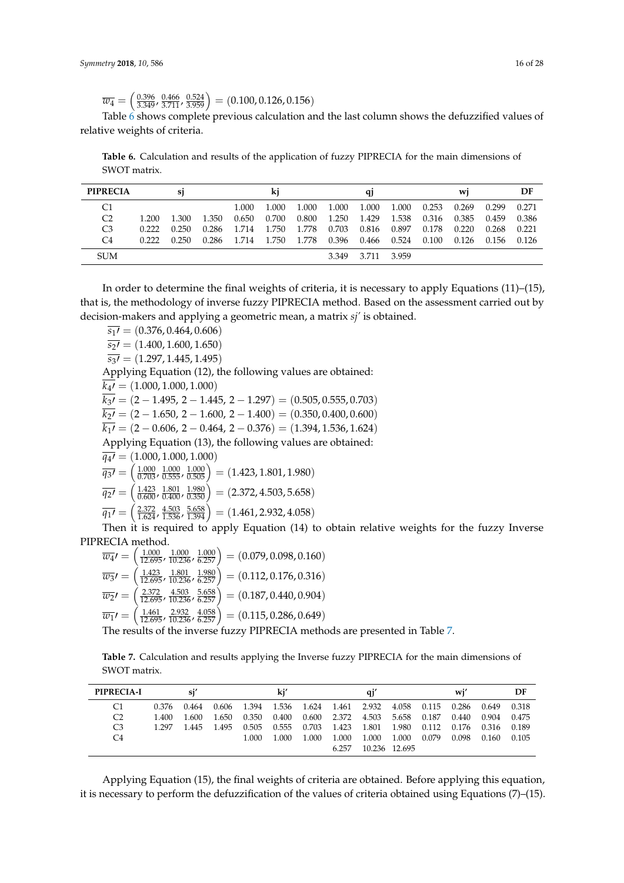$\overline{w_4} = \left(\frac{0.396}{3.349}, \frac{0.466}{3.711}, \frac{0.524}{3.959}\right) = (0.100, 0.126, 0.156)$

Table 6 shows complete previous calculation and the last column shows the defuzzified values of relative weights of criteria.

**Table 6.** Calculation and results of the application of fuzzy PIPRECIA for the main dimensions of SWOT matrix.

| PIPRECIA | sj | | | kj | | | qj | | | wj | | | DF |
|---|---|---|---|---|---|---|---|---|---|---|---|---|---|
| C1 | | | | 1.000 | 1.000 | 1.000 | 1.000 | 1.000 | 1.000 | 0.253 | 0.269 | 0.299 | 0.271 |
| C2 | 1.200 | 1.300 | 1.350 | 0.650 | 0.700 | 0.800 | 1.250 | 1.429 | 1.538 | 0.316 | 0.385 | 0.459 | 0.386 |
| C3 | 0.222 | 0.250 | 0.286 | 1.714 | 1.750 | 1.778 | 0.703 | 0.816 | 0.897 | 0.178 | 0.220 | 0.268 | 0.221 |
| C4 | 0.222 | 0.250 | 0.286 | 1.714 | 1.750 | 1.778 | 0.396 | 0.466 | 0.524 | 0.100 | 0.126 | 0.156 | 0.126 |
| SUM | | | | | | | 3.349 | 3.711 | 3.959 | | | | |

In order to determine the final weights of criteria, it is necessary to apply Equations (11)–(15), that is, the methodology of inverse fuzzy PIPRECIA method. Based on the assessment carried out by decision-makers and applying a geometric mean, a matrix *sj′* is obtained.

$\overline{s_1\prime} = (0.376, 0.464, 0.606)$

$\overline{s_2\prime} = (1.400, 1.600, 1.650)$

$\overline{s_3\prime} = (1.297, 1.445, 1.495)$

Applying Equation (12), the following values are obtained:

$\overline{k_4\prime} = (1.000, 1.000, 1.000)$

$\overline{k_3\prime} = (2 - 1.495,\ 2 - 1.445,\ 2 - 1.297) = (0.505, 0.555, 0.703)$

$\overline{k_2\prime} = (2 - 1.650,\ 2 - 1.600,\ 2 - 1.400) = (0.350, 0.400, 0.600)$

$\overline{k_1\prime} = (2 - 0.606,\ 2 - 0.464,\ 2 - 0.376) = (1.394, 1.536, 1.624)$

Applying Equation (13), the following values are obtained:

$\overline{q_4\prime} = (1.000, 1.000, 1.000)$

$\overline{q_3\prime} = \left(\frac{1.000}{0.703}, \frac{1.000}{0.555}, \frac{1.000}{0.505}\right) = (1.423, 1.801, 1.980)$

$\overline{q_2\prime} = \left(\frac{1.423}{0.600}, \frac{1.801}{0.400}, \frac{1.980}{0.350}\right) = (2.372, 4.503, 5.658)$

$\overline{q_1\prime} = \left(\frac{2.372}{1.624}, \frac{4.503}{1.536}, \frac{5.658}{1.394}\right) = (1.461, 2.932, 4.058)$

Then it is required to apply Equation (14) to obtain relative weights for the fuzzy Inverse PIPRECIA method.

$\overline{w_4}\prime = \left(\frac{1.000}{12.695}, \frac{1.000}{10.236}, \frac{1.000}{6.257}\right) = (0.079, 0.098, 0.160)$

$\overline{w_3}\prime = \left(\frac{1.423}{12.695}, \frac{1.801}{10.236}, \frac{1.980}{6.257}\right) = (0.112, 0.176, 0.316)$

$\overline{w_2}\prime = \left(\frac{2.372}{12.695}, \frac{4.503}{10.236}, \frac{5.658}{6.257}\right) = (0.187, 0.440, 0.904)$

$\overline{w_1}\prime = \left(\frac{1.461}{12.695}, \frac{2.932}{10.236}, \frac{4.058}{6.257}\right) = (0.115, 0.286, 0.649)$

The results of the inverse fuzzy PIPRECIA methods are presented in Table 7.

**Table 7.** Calculation and results applying the Inverse fuzzy PIPRECIA for the main dimensions of SWOT matrix.

| PIPRECIA-I | sj′ | | | kj′ | | | qj′ | | | wj′ | | | DF |
|---|---|---|---|---|---|---|---|---|---|---|---|---|---|
| C1 | 0.376 | 0.464 | 0.606 | 1.394 | 1.536 | 1.624 | 1.461 | 2.932 | 4.058 | 0.115 | 0.286 | 0.649 | 0.318 |
| C2 | 1.400 | 1.600 | 1.650 | 0.350 | 0.400 | 0.600 | 2.372 | 4.503 | 5.658 | 0.187 | 0.440 | 0.904 | 0.475 |
| C3 | 1.297 | 1.445 | 1.495 | 0.505 | 0.555 | 0.703 | 1.423 | 1.801 | 1.980 | 0.112 | 0.176 | 0.316 | 0.189 |
| C4 | | | | 1.000 | 1.000 | 1.000 | 1.000 | 1.000 | 1.000 | 0.079 | 0.098 | 0.160 | 0.105 |
| | | | | | | | 6.257 | 10.236 | 12.695 | | | | |

Applying Equation (15), the final weights of criteria are obtained. Before applying this equation, it is necessary to perform the defuzzification of the values of criteria obtained using Equations (7)–(15).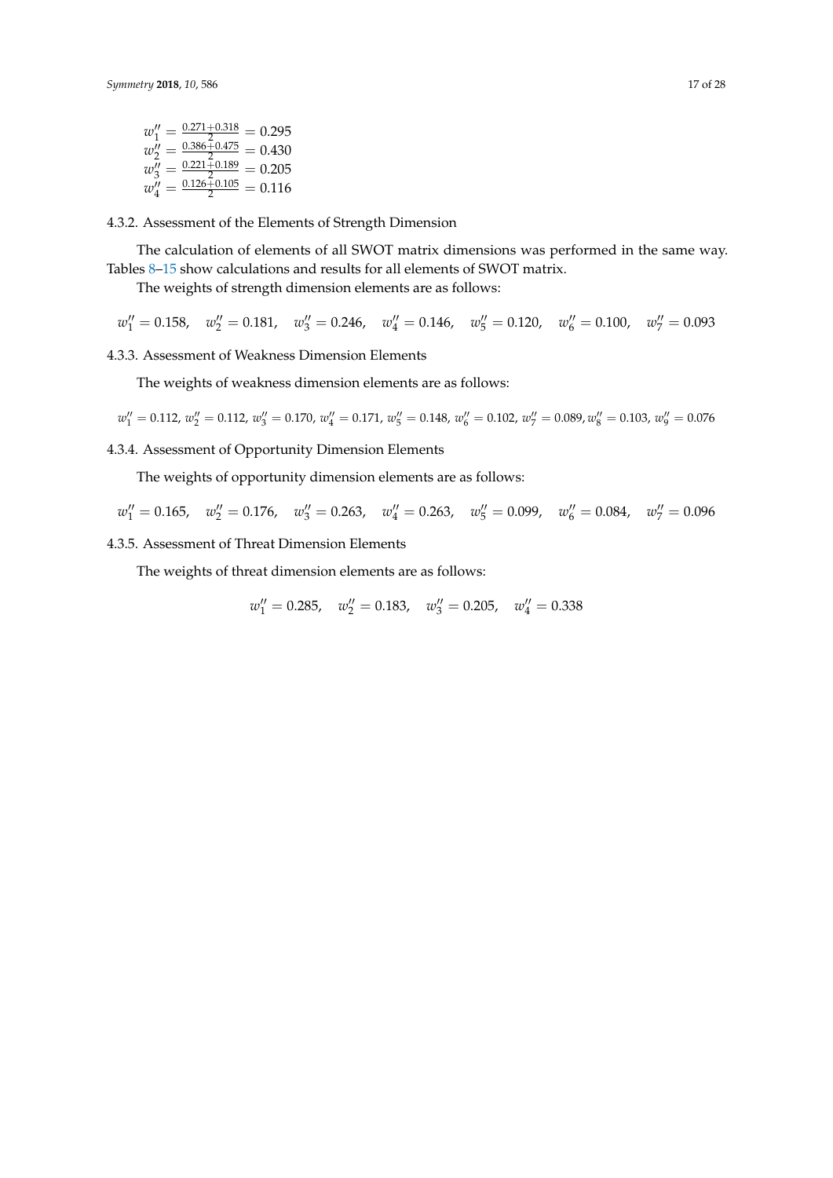$$w_1'' = \frac{0.271 + 0.318}{2} = 0.295$$
$$w_2'' = \frac{0.386 + 0.475}{2} = 0.430$$
$$w_3'' = \frac{0.221 + 0.189}{2} = 0.205$$
$$w_4'' = \frac{0.126 + 0.105}{2} = 0.116$$

#### 4.3.2. Assessment of the Elements of Strength Dimension

The calculation of elements of all SWOT matrix dimensions was performed in the same way. Tables 8–15 show calculations and results for all elements of SWOT matrix.

The weights of strength dimension elements are as follows:

$$w_1'' = 0.158, \quad w_2'' = 0.181, \quad w_3'' = 0.246, \quad w_4'' = 0.146, \quad w_5'' = 0.120, \quad w_6'' = 0.100, \quad w_7'' = 0.093$$

#### 4.3.3. Assessment of Weakness Dimension Elements

The weights of weakness dimension elements are as follows:

$$w_1'' = 0.112,\ w_2'' = 0.112,\ w_3'' = 0.170,\ w_4'' = 0.171,\ w_5'' = 0.148,\ w_6'' = 0.102,\ w_7'' = 0.089, w_8'' = 0.103,\ w_9'' = 0.076$$

#### 4.3.4. Assessment of Opportunity Dimension Elements

The weights of opportunity dimension elements are as follows:

$$w_1'' = 0.165, \quad w_2'' = 0.176, \quad w_3'' = 0.263, \quad w_4'' = 0.263, \quad w_5'' = 0.099, \quad w_6'' = 0.084, \quad w_7'' = 0.096$$

#### 4.3.5. Assessment of Threat Dimension Elements

The weights of threat dimension elements are as follows:

$$w_1'' = 0.285, \quad w_2'' = 0.183, \quad w_3'' = 0.205, \quad w_4'' = 0.338$$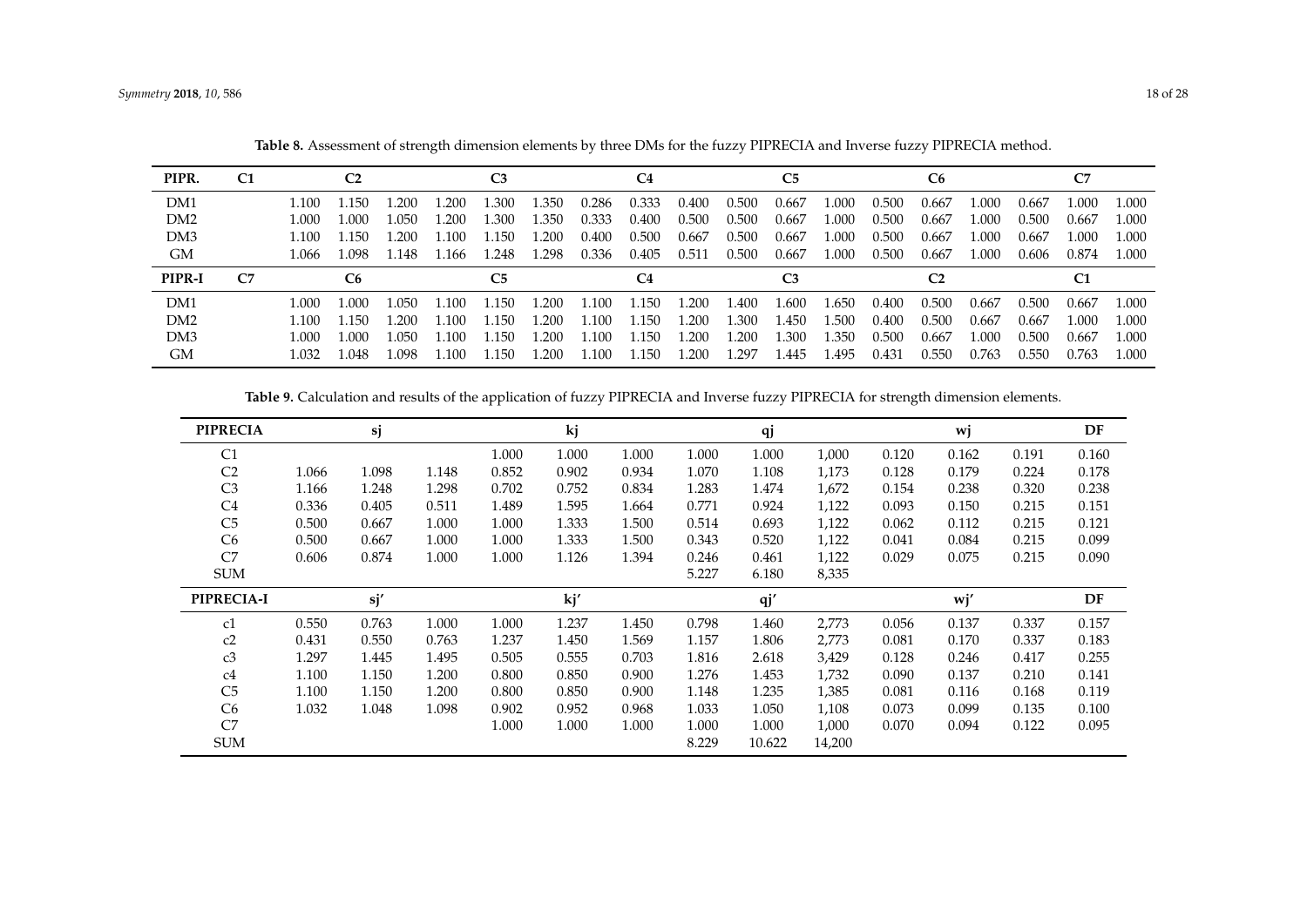**Table 8.** Assessment of strength dimension elements by three DMs for the fuzzy PIPRECIA and Inverse fuzzy PIPRECIA method.

| PIPR. | C1 | C2 | | | C3 | | | C4 | | | C5 | | | C6 | | | C7 | | |
|---|---|---|---|---|---|---|---|---|---|---|---|---|---|---|---|---|---|---|---|
| DM1 | | 1.100 | 1.150 | 1.200 | 1.200 | 1.300 | 1.350 | 0.286 | 0.333 | 0.400 | 0.500 | 0.667 | 1.000 | 0.500 | 0.667 | 1.000 | 0.667 | 1.000 | 1.000 |
| DM2 | | 1.000 | 1.000 | 1.050 | 1.200 | 1.300 | 1.350 | 0.333 | 0.400 | 0.500 | 0.500 | 0.667 | 1.000 | 0.500 | 0.667 | 1.000 | 0.500 | 0.667 | 1.000 |
| DM3 | | 1.100 | 1.150 | 1.200 | 1.100 | 1.150 | 1.200 | 0.400 | 0.500 | 0.667 | 0.500 | 0.667 | 1.000 | 0.500 | 0.667 | 1.000 | 0.667 | 1.000 | 1.000 |
| GM | | 1.066 | 1.098 | 1.148 | 1.166 | 1.248 | 1.298 | 0.336 | 0.405 | 0.511 | 0.500 | 0.667 | 1.000 | 0.500 | 0.667 | 1.000 | 0.606 | 0.874 | 1.000 |
| **PIPR-I** | **C7** | **C6** | | | **C5** | | | **C4** | | | **C3** | | | **C2** | | | **C1** | | |
| DM1 | | 1.000 | 1.000 | 1.050 | 1.100 | 1.150 | 1.200 | 1.100 | 1.150 | 1.200 | 1.400 | 1.600 | 1.650 | 0.400 | 0.500 | 0.667 | 0.500 | 0.667 | 1.000 |
| DM2 | | 1.100 | 1.150 | 1.200 | 1.100 | 1.150 | 1.200 | 1.100 | 1.150 | 1.200 | 1.300 | 1.450 | 1.500 | 0.400 | 0.500 | 0.667 | 0.667 | 1.000 | 1.000 |
| DM3 | | 1.000 | 1.000 | 1.050 | 1.100 | 1.150 | 1.200 | 1.100 | 1.150 | 1.200 | 1.200 | 1.300 | 1.350 | 0.500 | 0.667 | 1.000 | 0.500 | 0.667 | 1.000 |
| GM | | 1.032 | 1.048 | 1.098 | 1.100 | 1.150 | 1.200 | 1.100 | 1.150 | 1.200 | 1.297 | 1.445 | 1.495 | 0.431 | 0.550 | 0.763 | 0.550 | 0.763 | 1.000 |

**Table 9.** Calculation and results of the application of fuzzy PIPRECIA and Inverse fuzzy PIPRECIA for strength dimension elements.

| PIPRECIA | sj | | | kj | | | qj | | | wj | | | DF |
|---|---|---|---|---|---|---|---|---|---|---|---|---|---|
| C1 | | | | 1.000 | 1.000 | 1.000 | 1.000 | 1.000 | 1,000 | 0.120 | 0.162 | 0.191 | 0.160 |
| C2 | 1.066 | 1.098 | 1.148 | 0.852 | 0.902 | 0.934 | 1.070 | 1.108 | 1,173 | 0.128 | 0.179 | 0.224 | 0.178 |
| C3 | 1.166 | 1.248 | 1.298 | 0.702 | 0.752 | 0.834 | 1.283 | 1.474 | 1,672 | 0.154 | 0.238 | 0.320 | 0.238 |
| C4 | 0.336 | 0.405 | 0.511 | 1.489 | 1.595 | 1.664 | 0.771 | 0.924 | 1,122 | 0.093 | 0.150 | 0.215 | 0.151 |
| C5 | 0.500 | 0.667 | 1.000 | 1.000 | 1.333 | 1.500 | 0.514 | 0.693 | 1,122 | 0.062 | 0.112 | 0.215 | 0.121 |
| C6 | 0.500 | 0.667 | 1.000 | 1.000 | 1.333 | 1.500 | 0.343 | 0.520 | 1,122 | 0.041 | 0.084 | 0.215 | 0.099 |
| C7 | 0.606 | 0.874 | 1.000 | 1.000 | 1.126 | 1.394 | 0.246 | 0.461 | 1,122 | 0.029 | 0.075 | 0.215 | 0.090 |
| SUM | | | | | | | 5.227 | 6.180 | 8,335 | | | | |
| **PIPRECIA-I** | **sj′** | | | **kj′** | | | **qj′** | | | **wj′** | | | **DF** |
| c1 | 0.550 | 0.763 | 1.000 | 1.000 | 1.237 | 1.450 | 0.798 | 1.460 | 2,773 | 0.056 | 0.137 | 0.337 | 0.157 |
| c2 | 0.431 | 0.550 | 0.763 | 1.237 | 1.450 | 1.569 | 1.157 | 1.806 | 2,773 | 0.081 | 0.170 | 0.337 | 0.183 |
| c3 | 1.297 | 1.445 | 1.495 | 0.505 | 0.555 | 0.703 | 1.816 | 2.618 | 3,429 | 0.128 | 0.246 | 0.417 | 0.255 |
| c4 | 1.100 | 1.150 | 1.200 | 0.800 | 0.850 | 0.900 | 1.276 | 1.453 | 1,732 | 0.090 | 0.137 | 0.210 | 0.141 |
| C5 | 1.100 | 1.150 | 1.200 | 0.800 | 0.850 | 0.900 | 1.148 | 1.235 | 1,385 | 0.081 | 0.116 | 0.168 | 0.119 |
| C6 | 1.032 | 1.048 | 1.098 | 0.902 | 0.952 | 0.968 | 1.033 | 1.050 | 1,108 | 0.073 | 0.099 | 0.135 | 0.100 |
| C7 | | | | 1.000 | 1.000 | 1.000 | 1.000 | 1.000 | 1,000 | 0.070 | 0.094 | 0.122 | 0.095 |
| SUM | | | | | | | 8.229 | 10.622 | 14,200 | | | | |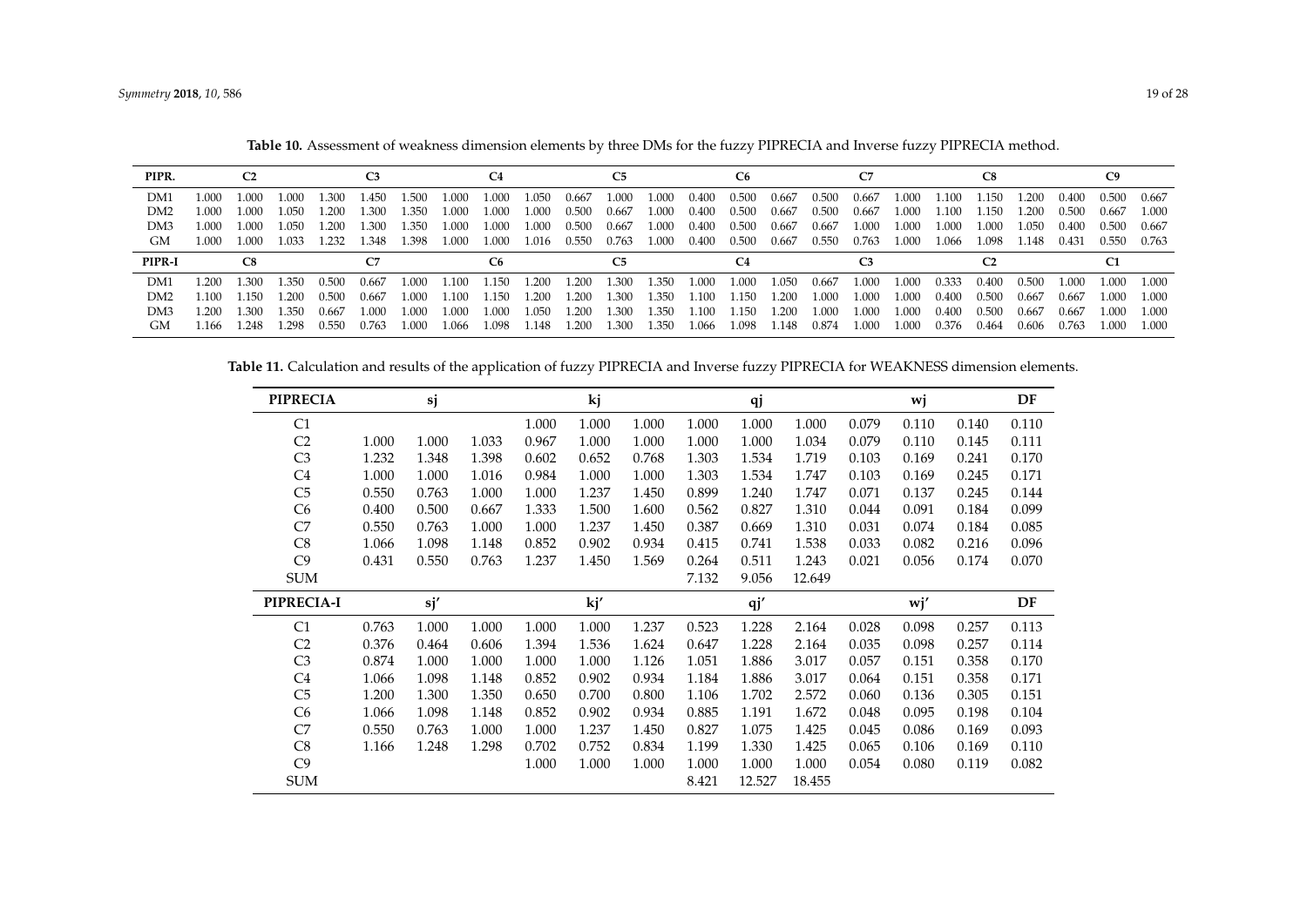**Table 10.** Assessment of weakness dimension elements by three DMs for the fuzzy PIPRECIA and Inverse fuzzy PIPRECIA method.

| PIPR. | C2 | | | C3 | | | C4 | | | C5 | | | C6 | | | C7 | | | C8 | | | C9 | | |
|---|---|---|---|---|---|---|---|---|---|---|---|---|---|---|---|---|---|---|---|---|---|---|---|---|
| DM1 | 1.000 | 1.000 | 1.000 | 1.300 | 1.450 | 1.500 | 1.000 | 1.000 | 1.050 | 0.667 | 1.000 | 1.000 | 0.400 | 0.500 | 0.667 | 0.500 | 0.667 | 1.000 | 1.100 | 1.150 | 1.200 | 0.400 | 0.500 | 0.667 |
| DM2 | 1.000 | 1.000 | 1.050 | 1.200 | 1.300 | 1.350 | 1.000 | 1.000 | 1.000 | 0.500 | 0.667 | 1.000 | 0.400 | 0.500 | 0.667 | 0.500 | 0.667 | 1.000 | 1.100 | 1.150 | 1.200 | 0.500 | 0.667 | 1.000 |
| DM3 | 1.000 | 1.000 | 1.050 | 1.200 | 1.300 | 1.350 | 1.000 | 1.000 | 1.000 | 0.500 | 0.667 | 1.000 | 0.400 | 0.500 | 0.667 | 0.667 | 1.000 | 1.000 | 1.000 | 1.000 | 1.050 | 0.400 | 0.500 | 0.667 |
| GM | 1.000 | 1.000 | 1.033 | 1.232 | 1.348 | 1.398 | 1.000 | 1.000 | 1.016 | 0.550 | 0.763 | 1.000 | 0.400 | 0.500 | 0.667 | 0.550 | 0.763 | 1.000 | 1.066 | 1.098 | 1.148 | 0.431 | 0.550 | 0.763 |
| **PIPR-I** | **C8** | | | **C7** | | | **C6** | | | **C5** | | | **C4** | | | **C3** | | | **C2** | | | **C1** | | |
| DM1 | 1.200 | 1.300 | 1.350 | 0.500 | 0.667 | 1.000 | 1.100 | 1.150 | 1.200 | 1.200 | 1.300 | 1.350 | 1.000 | 1.000 | 1.050 | 0.667 | 1.000 | 1.000 | 0.333 | 0.400 | 0.500 | 1.000 | 1.000 | 1.000 |
| DM2 | 1.100 | 1.150 | 1.200 | 0.500 | 0.667 | 1.000 | 1.100 | 1.150 | 1.200 | 1.200 | 1.300 | 1.350 | 1.100 | 1.150 | 1.200 | 1.000 | 1.000 | 1.000 | 0.400 | 0.500 | 0.667 | 0.667 | 1.000 | 1.000 |
| DM3 | 1.200 | 1.300 | 1.350 | 0.667 | 1.000 | 1.000 | 1.000 | 1.000 | 1.050 | 1.200 | 1.300 | 1.350 | 1.100 | 1.150 | 1.200 | 1.000 | 1.000 | 1.000 | 0.400 | 0.500 | 0.667 | 0.667 | 1.000 | 1.000 |
| GM | 1.166 | 1.248 | 1.298 | 0.550 | 0.763 | 1.000 | 1.066 | 1.098 | 1.148 | 1.200 | 1.300 | 1.350 | 1.066 | 1.098 | 1.148 | 0.874 | 1.000 | 1.000 | 0.376 | 0.464 | 0.606 | 0.763 | 1.000 | 1.000 |

**Table 11.** Calculation and results of the application of fuzzy PIPRECIA and Inverse fuzzy PIPRECIA for WEAKNESS dimension elements.

| PIPRECIA | sj | | | kj | | | qj | | | wj | | | DF |
|---|---|---|---|---|---|---|---|---|---|---|---|---|---|
| C1 | | | | 1.000 | 1.000 | 1.000 | 1.000 | 1.000 | 1.000 | 0.079 | 0.110 | 0.140 | 0.110 |
| C2 | 1.000 | 1.000 | 1.033 | 0.967 | 1.000 | 1.000 | 1.000 | 1.000 | 1.034 | 0.079 | 0.110 | 0.145 | 0.111 |
| C3 | 1.232 | 1.348 | 1.398 | 0.602 | 0.652 | 0.768 | 1.303 | 1.534 | 1.719 | 0.103 | 0.169 | 0.241 | 0.170 |
| C4 | 1.000 | 1.000 | 1.016 | 0.984 | 1.000 | 1.000 | 1.303 | 1.534 | 1.747 | 0.103 | 0.169 | 0.245 | 0.171 |
| C5 | 0.550 | 0.763 | 1.000 | 1.000 | 1.237 | 1.450 | 0.899 | 1.240 | 1.747 | 0.071 | 0.137 | 0.245 | 0.144 |
| C6 | 0.400 | 0.500 | 0.667 | 1.333 | 1.500 | 1.600 | 0.562 | 0.827 | 1.310 | 0.044 | 0.091 | 0.184 | 0.099 |
| C7 | 0.550 | 0.763 | 1.000 | 1.000 | 1.237 | 1.450 | 0.387 | 0.669 | 1.310 | 0.031 | 0.074 | 0.184 | 0.085 |
| C8 | 1.066 | 1.098 | 1.148 | 0.852 | 0.902 | 0.934 | 0.415 | 0.741 | 1.538 | 0.033 | 0.082 | 0.216 | 0.096 |
| C9 | 0.431 | 0.550 | 0.763 | 1.237 | 1.450 | 1.569 | 0.264 | 0.511 | 1.243 | 0.021 | 0.056 | 0.174 | 0.070 |
| SUM | | | | | | | 7.132 | 9.056 | 12.649 | | | | |
| **PIPRECIA-I** | **sj′** | | | **kj′** | | | **qj′** | | | **wj′** | | | **DF** |
| C1 | 0.763 | 1.000 | 1.000 | 1.000 | 1.000 | 1.237 | 0.523 | 1.228 | 2.164 | 0.028 | 0.098 | 0.257 | 0.113 |
| C2 | 0.376 | 0.464 | 0.606 | 1.394 | 1.536 | 1.624 | 0.647 | 1.228 | 2.164 | 0.035 | 0.098 | 0.257 | 0.114 |
| C3 | 0.874 | 1.000 | 1.000 | 1.000 | 1.000 | 1.126 | 1.051 | 1.886 | 3.017 | 0.057 | 0.151 | 0.358 | 0.170 |
| C4 | 1.066 | 1.098 | 1.148 | 0.852 | 0.902 | 0.934 | 1.184 | 1.886 | 3.017 | 0.064 | 0.151 | 0.358 | 0.171 |
| C5 | 1.200 | 1.300 | 1.350 | 0.650 | 0.700 | 0.800 | 1.106 | 1.702 | 2.572 | 0.060 | 0.136 | 0.305 | 0.151 |
| C6 | 1.066 | 1.098 | 1.148 | 0.852 | 0.902 | 0.934 | 0.885 | 1.191 | 1.672 | 0.048 | 0.095 | 0.198 | 0.104 |
| C7 | 0.550 | 0.763 | 1.000 | 1.000 | 1.237 | 1.450 | 0.827 | 1.075 | 1.425 | 0.045 | 0.086 | 0.169 | 0.093 |
| C8 | 1.166 | 1.248 | 1.298 | 0.702 | 0.752 | 0.834 | 1.199 | 1.330 | 1.425 | 0.065 | 0.106 | 0.169 | 0.110 |
| C9 | | | | 1.000 | 1.000 | 1.000 | 1.000 | 1.000 | 1.000 | 0.054 | 0.080 | 0.119 | 0.082 |
| SUM | | | | | | | 8.421 | 12.527 | 18.455 | | | | |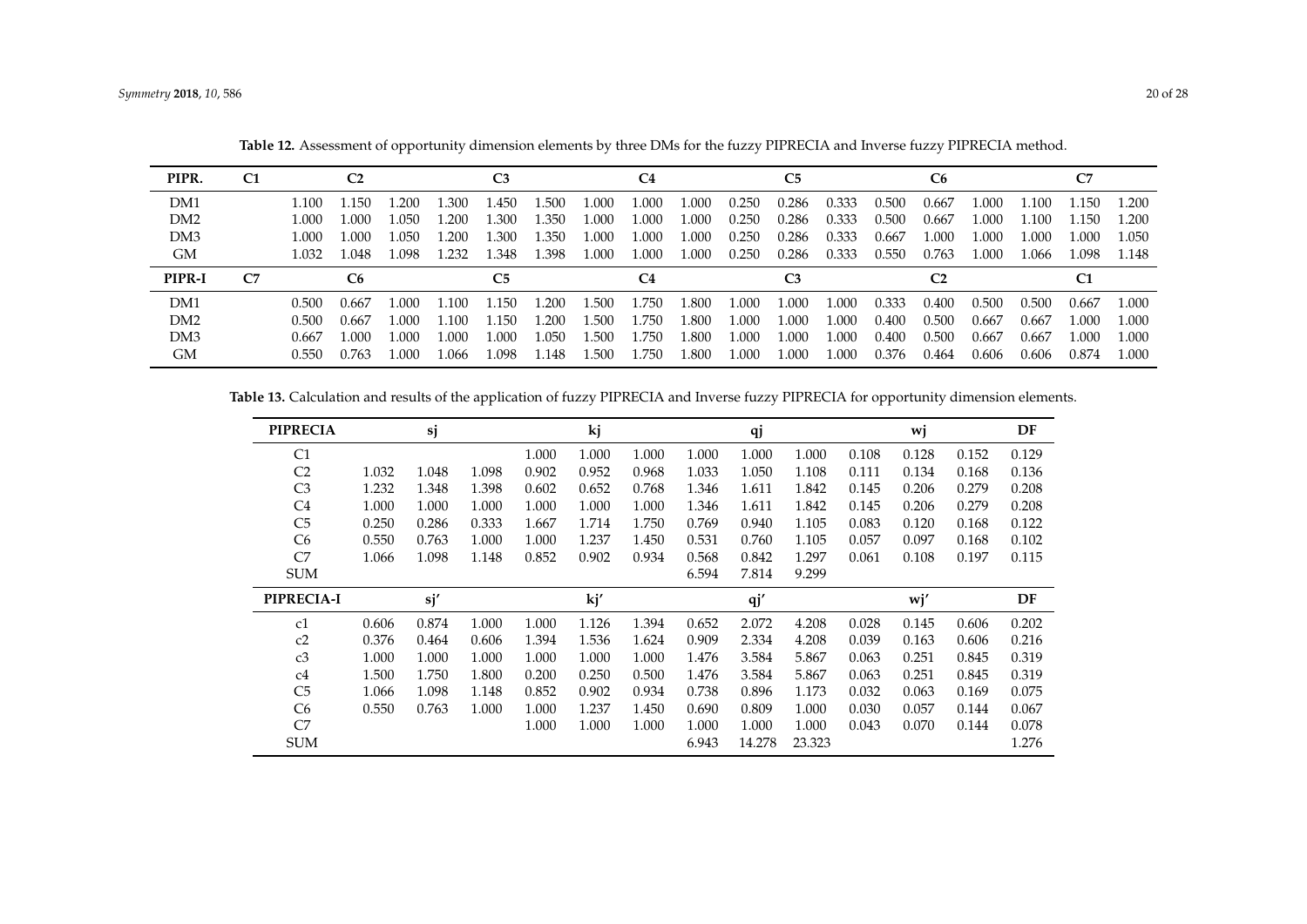**Table 12.** Assessment of opportunity dimension elements by three DMs for the fuzzy PIPRECIA and Inverse fuzzy PIPRECIA method.

| PIPR. | C1 | C2 | | | C3 | | | C4 | | | C5 | | | C6 | | | C7 | | |
|---|---|---|---|---|---|---|---|---|---|---|---|---|---|---|---|---|---|---|---|
| DM1 | | 1.100 | 1.150 | 1.200 | 1.300 | 1.450 | 1.500 | 1.000 | 1.000 | 1.000 | 0.250 | 0.286 | 0.333 | 0.500 | 0.667 | 1.000 | 1.100 | 1.150 | 1.200 |
| DM2 | | 1.000 | 1.000 | 1.050 | 1.200 | 1.300 | 1.350 | 1.000 | 1.000 | 1.000 | 0.250 | 0.286 | 0.333 | 0.500 | 0.667 | 1.000 | 1.100 | 1.150 | 1.200 |
| DM3 | | 1.000 | 1.000 | 1.050 | 1.200 | 1.300 | 1.350 | 1.000 | 1.000 | 1.000 | 0.250 | 0.286 | 0.333 | 0.667 | 1.000 | 1.000 | 1.000 | 1.000 | 1.050 |
| GM | | 1.032 | 1.048 | 1.098 | 1.232 | 1.348 | 1.398 | 1.000 | 1.000 | 1.000 | 0.250 | 0.286 | 0.333 | 0.550 | 0.763 | 1.000 | 1.066 | 1.098 | 1.148 |
| **PIPR-I** | **C7** | **C6** | | | **C5** | | | **C4** | | | **C3** | | | **C2** | | | **C1** | | |
| DM1 | | 0.500 | 0.667 | 1.000 | 1.100 | 1.150 | 1.200 | 1.500 | 1.750 | 1.800 | 1.000 | 1.000 | 1.000 | 0.333 | 0.400 | 0.500 | 0.500 | 0.667 | 1.000 |
| DM2 | | 0.500 | 0.667 | 1.000 | 1.100 | 1.150 | 1.200 | 1.500 | 1.750 | 1.800 | 1.000 | 1.000 | 1.000 | 0.400 | 0.500 | 0.667 | 0.667 | 1.000 | 1.000 |
| DM3 | | 0.667 | 1.000 | 1.000 | 1.000 | 1.000 | 1.050 | 1.500 | 1.750 | 1.800 | 1.000 | 1.000 | 1.000 | 0.400 | 0.500 | 0.667 | 0.667 | 1.000 | 1.000 |
| GM | | 0.550 | 0.763 | 1.000 | 1.066 | 1.098 | 1.148 | 1.500 | 1.750 | 1.800 | 1.000 | 1.000 | 1.000 | 0.376 | 0.464 | 0.606 | 0.606 | 0.874 | 1.000 |

**Table 13.** Calculation and results of the application of fuzzy PIPRECIA and Inverse fuzzy PIPRECIA for opportunity dimension elements.

| PIPRECIA | sj | | | kj | | | qj | | | wj | | | DF |
|---|---|---|---|---|---|---|---|---|---|---|---|---|---|
| C1 | | | | 1.000 | 1.000 | 1.000 | 1.000 | 1.000 | 1.000 | 0.108 | 0.128 | 0.152 | 0.129 |
| C2 | 1.032 | 1.048 | 1.098 | 0.902 | 0.952 | 0.968 | 1.033 | 1.050 | 1.108 | 0.111 | 0.134 | 0.168 | 0.136 |
| C3 | 1.232 | 1.348 | 1.398 | 0.602 | 0.652 | 0.768 | 1.346 | 1.611 | 1.842 | 0.145 | 0.206 | 0.279 | 0.208 |
| C4 | 1.000 | 1.000 | 1.000 | 1.000 | 1.000 | 1.000 | 1.346 | 1.611 | 1.842 | 0.145 | 0.206 | 0.279 | 0.208 |
| C5 | 0.250 | 0.286 | 0.333 | 1.667 | 1.714 | 1.750 | 0.769 | 0.940 | 1.105 | 0.083 | 0.120 | 0.168 | 0.122 |
| C6 | 0.550 | 0.763 | 1.000 | 1.000 | 1.237 | 1.450 | 0.531 | 0.760 | 1.105 | 0.057 | 0.097 | 0.168 | 0.102 |
| C7 | 1.066 | 1.098 | 1.148 | 0.852 | 0.902 | 0.934 | 0.568 | 0.842 | 1.297 | 0.061 | 0.108 | 0.197 | 0.115 |
| SUM | | | | | | | 6.594 | 7.814 | 9.299 | | | | |
| **PIPRECIA-I** | **sj′** | | | **kj′** | | | **qj′** | | | **wj′** | | | **DF** |
| c1 | 0.606 | 0.874 | 1.000 | 1.000 | 1.126 | 1.394 | 0.652 | 2.072 | 4.208 | 0.028 | 0.145 | 0.606 | 0.202 |
| c2 | 0.376 | 0.464 | 0.606 | 1.394 | 1.536 | 1.624 | 0.909 | 2.334 | 4.208 | 0.039 | 0.163 | 0.606 | 0.216 |
| c3 | 1.000 | 1.000 | 1.000 | 1.000 | 1.000 | 1.000 | 1.476 | 3.584 | 5.867 | 0.063 | 0.251 | 0.845 | 0.319 |
| c4 | 1.500 | 1.750 | 1.800 | 0.200 | 0.250 | 0.500 | 1.476 | 3.584 | 5.867 | 0.063 | 0.251 | 0.845 | 0.319 |
| C5 | 1.066 | 1.098 | 1.148 | 0.852 | 0.902 | 0.934 | 0.738 | 0.896 | 1.173 | 0.032 | 0.063 | 0.169 | 0.075 |
| C6 | 0.550 | 0.763 | 1.000 | 1.000 | 1.237 | 1.450 | 0.690 | 0.809 | 1.000 | 0.030 | 0.057 | 0.144 | 0.067 |
| C7 | | | | 1.000 | 1.000 | 1.000 | 1.000 | 1.000 | 1.000 | 0.043 | 0.070 | 0.144 | 0.078 |
| SUM | | | | | | | 6.943 | 14.278 | 23.323 | | | | 1.276 |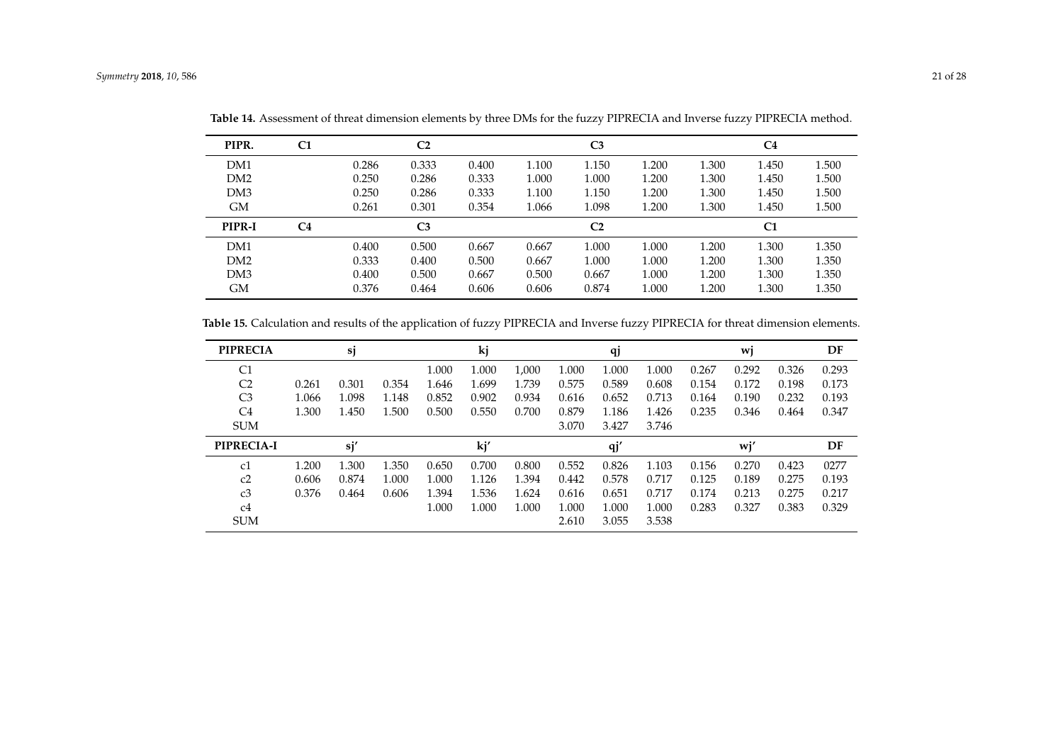**Table 14.** Assessment of threat dimension elements by three DMs for the fuzzy PIPRECIA and Inverse fuzzy PIPRECIA method.

| PIPR. | C1 | C2 | | | C3 | | | C4 | | |
|---|---|---|---|---|---|---|---|---|---|---|
| DM1 | | 0.286 | 0.333 | 0.400 | 1.100 | 1.150 | 1.200 | 1.300 | 1.450 | 1.500 |
| DM2 | | 0.250 | 0.286 | 0.333 | 1.000 | 1.000 | 1.200 | 1.300 | 1.450 | 1.500 |
| DM3 | | 0.250 | 0.286 | 0.333 | 1.100 | 1.150 | 1.200 | 1.300 | 1.450 | 1.500 |
| GM | | 0.261 | 0.301 | 0.354 | 1.066 | 1.098 | 1.200 | 1.300 | 1.450 | 1.500 |
| **PIPR-I** | **C4** | **C3** | | | **C2** | | | **C1** | | |
| DM1 | | 0.400 | 0.500 | 0.667 | 0.667 | 1.000 | 1.000 | 1.200 | 1.300 | 1.350 |
| DM2 | | 0.333 | 0.400 | 0.500 | 0.667 | 1.000 | 1.000 | 1.200 | 1.300 | 1.350 |
| DM3 | | 0.400 | 0.500 | 0.667 | 0.500 | 0.667 | 1.000 | 1.200 | 1.300 | 1.350 |
| GM | | 0.376 | 0.464 | 0.606 | 0.606 | 0.874 | 1.000 | 1.200 | 1.300 | 1.350 |

**Table 15.** Calculation and results of the application of fuzzy PIPRECIA and Inverse fuzzy PIPRECIA for threat dimension elements.

| PIPRECIA | sj | | | kj | | | qj | | | wj | | | DF |
|---|---|---|---|---|---|---|---|---|---|---|---|---|---|
| C1 | | | | 1.000 | 1.000 | 1,000 | 1.000 | 1.000 | 1.000 | 0.267 | 0.292 | 0.326 | 0.293 |
| C2 | 0.261 | 0.301 | 0.354 | 1.646 | 1.699 | 1.739 | 0.575 | 0.589 | 0.608 | 0.154 | 0.172 | 0.198 | 0.173 |
| C3 | 1.066 | 1.098 | 1.148 | 0.852 | 0.902 | 0.934 | 0.616 | 0.652 | 0.713 | 0.164 | 0.190 | 0.232 | 0.193 |
| C4 | 1.300 | 1.450 | 1.500 | 0.500 | 0.550 | 0.700 | 0.879 | 1.186 | 1.426 | 0.235 | 0.346 | 0.464 | 0.347 |
| SUM | | | | | | | 3.070 | 3.427 | 3.746 | | | | |
| **PIPRECIA-I** | **sj′** | | | **kj′** | | | **qj′** | | | **wj′** | | | **DF** |
| c1 | 1.200 | 1.300 | 1.350 | 0.650 | 0.700 | 0.800 | 0.552 | 0.826 | 1.103 | 0.156 | 0.270 | 0.423 | 0277 |
| c2 | 0.606 | 0.874 | 1.000 | 1.000 | 1.126 | 1.394 | 0.442 | 0.578 | 0.717 | 0.125 | 0.189 | 0.275 | 0.193 |
| c3 | 0.376 | 0.464 | 0.606 | 1.394 | 1.536 | 1.624 | 0.616 | 0.651 | 0.717 | 0.174 | 0.213 | 0.275 | 0.217 |
| c4 | | | | 1.000 | 1.000 | 1.000 | 1.000 | 1.000 | 1.000 | 0.283 | 0.327 | 0.383 | 0.329 |
| SUM | | | | | | | 2.610 | 3.055 | 3.538 | | | | |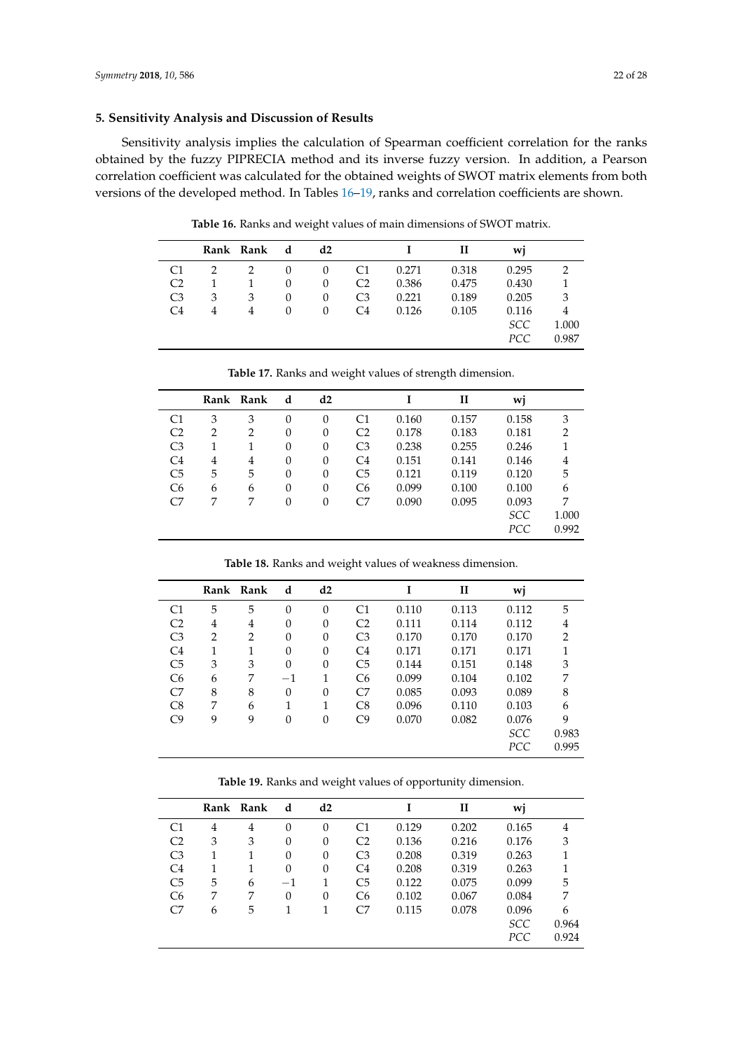## 5. Sensitivity Analysis and Discussion of Results

Sensitivity analysis implies the calculation of Spearman coefficient correlation for the ranks obtained by the fuzzy PIPRECIA method and its inverse fuzzy version. In addition, a Pearson correlation coefficient was calculated for the obtained weights of SWOT matrix elements from both versions of the developed method. In Tables 16–19, ranks and correlation coefficients are shown.

**Table 16.** Ranks and weight values of main dimensions of SWOT matrix.

| | Rank | Rank | d | d2 | | I | II | wj | |
|---|---|---|---|---|---|---|---|---|---|
| C1 | 2 | 2 | 0 | 0 | C1 | 0.271 | 0.318 | 0.295 | 2 |
| C2 | 1 | 1 | 0 | 0 | C2 | 0.386 | 0.475 | 0.430 | 1 |
| C3 | 3 | 3 | 0 | 0 | C3 | 0.221 | 0.189 | 0.205 | 3 |
| C4 | 4 | 4 | 0 | 0 | C4 | 0.126 | 0.105 | 0.116 | 4 |
| | | | | | | | | *SCC* | 1.000 |
| | | | | | | | | *PCC* | 0.987 |

**Table 17.** Ranks and weight values of strength dimension.

| | Rank | Rank | d | d2 | | I | II | wj | |
|---|---|---|---|---|---|---|---|---|---|
| C1 | 3 | 3 | 0 | 0 | C1 | 0.160 | 0.157 | 0.158 | 3 |
| C2 | 2 | 2 | 0 | 0 | C2 | 0.178 | 0.183 | 0.181 | 2 |
| C3 | 1 | 1 | 0 | 0 | C3 | 0.238 | 0.255 | 0.246 | 1 |
| C4 | 4 | 4 | 0 | 0 | C4 | 0.151 | 0.141 | 0.146 | 4 |
| C5 | 5 | 5 | 0 | 0 | C5 | 0.121 | 0.119 | 0.120 | 5 |
| C6 | 6 | 6 | 0 | 0 | C6 | 0.099 | 0.100 | 0.100 | 6 |
| C7 | 7 | 7 | 0 | 0 | C7 | 0.090 | 0.095 | 0.093 | 7 |
| | | | | | | | | *SCC* | 1.000 |
| | | | | | | | | *PCC* | 0.992 |

**Table 18.** Ranks and weight values of weakness dimension.

| | Rank | Rank | d | d2 | | I | II | wj | |
|---|---|---|---|---|---|---|---|---|---|
| C1 | 5 | 5 | 0 | 0 | C1 | 0.110 | 0.113 | 0.112 | 5 |
| C2 | 4 | 4 | 0 | 0 | C2 | 0.111 | 0.114 | 0.112 | 4 |
| C3 | 2 | 2 | 0 | 0 | C3 | 0.170 | 0.170 | 0.170 | 2 |
| C4 | 1 | 1 | 0 | 0 | C4 | 0.171 | 0.171 | 0.171 | 1 |
| C5 | 3 | 3 | 0 | 0 | C5 | 0.144 | 0.151 | 0.148 | 3 |
| C6 | 6 | 7 | −1 | 1 | C6 | 0.099 | 0.104 | 0.102 | 7 |
| C7 | 8 | 8 | 0 | 0 | C7 | 0.085 | 0.093 | 0.089 | 8 |
| C8 | 7 | 6 | 1 | 1 | C8 | 0.096 | 0.110 | 0.103 | 6 |
| C9 | 9 | 9 | 0 | 0 | C9 | 0.070 | 0.082 | 0.076 | 9 |
| | | | | | | | | *SCC* | 0.983 |
| | | | | | | | | *PCC* | 0.995 |

**Table 19.** Ranks and weight values of opportunity dimension.

| | Rank | Rank | d | d2 | | I | II | wj | |
|---|---|---|---|---|---|---|---|---|---|
| C1 | 4 | 4 | 0 | 0 | C1 | 0.129 | 0.202 | 0.165 | 4 |
| C2 | 3 | 3 | 0 | 0 | C2 | 0.136 | 0.216 | 0.176 | 3 |
| C3 | 1 | 1 | 0 | 0 | C3 | 0.208 | 0.319 | 0.263 | 1 |
| C4 | 1 | 1 | 0 | 0 | C4 | 0.208 | 0.319 | 0.263 | 1 |
| C5 | 5 | 6 | −1 | 1 | C5 | 0.122 | 0.075 | 0.099 | 5 |
| C6 | 7 | 7 | 0 | 0 | C6 | 0.102 | 0.067 | 0.084 | 7 |
| C7 | 6 | 5 | 1 | 1 | C7 | 0.115 | 0.078 | 0.096 | 6 |
| | | | | | | | | *SCC* | 0.964 |
| | | | | | | | | *PCC* | 0.924 |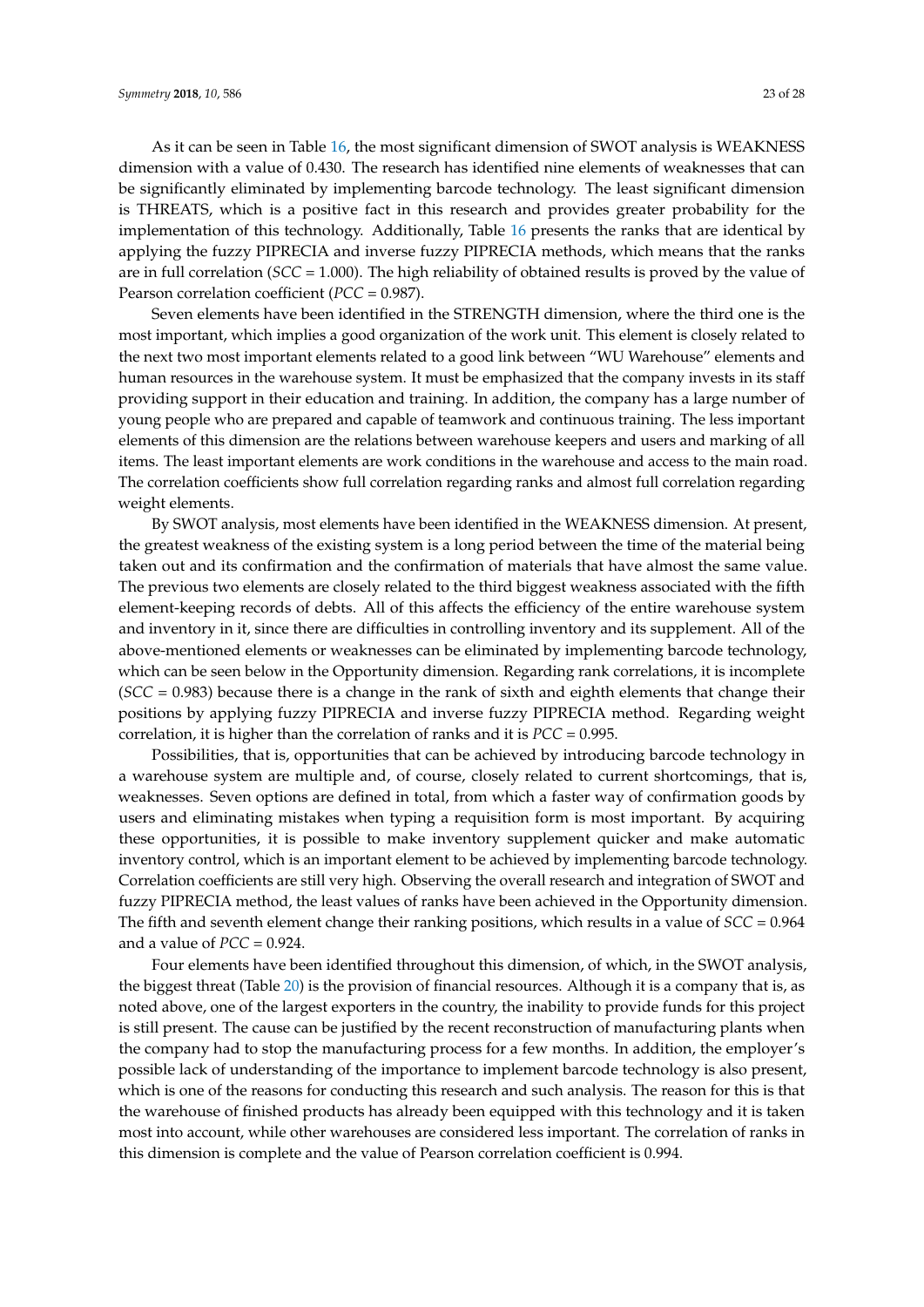As it can be seen in Table 16, the most significant dimension of SWOT analysis is WEAKNESS dimension with a value of 0.430. The research has identified nine elements of weaknesses that can be significantly eliminated by implementing barcode technology. The least significant dimension is THREATS, which is a positive fact in this research and provides greater probability for the implementation of this technology. Additionally, Table 16 presents the ranks that are identical by applying the fuzzy PIPRECIA and inverse fuzzy PIPRECIA methods, which means that the ranks are in full correlation (*SCC* = 1.000). The high reliability of obtained results is proved by the value of Pearson correlation coefficient (*PCC* = 0.987).

Seven elements have been identified in the STRENGTH dimension, where the third one is the most important, which implies a good organization of the work unit. This element is closely related to the next two most important elements related to a good link between "WU Warehouse" elements and human resources in the warehouse system. It must be emphasized that the company invests in its staff providing support in their education and training. In addition, the company has a large number of young people who are prepared and capable of teamwork and continuous training. The less important elements of this dimension are the relations between warehouse keepers and users and marking of all items. The least important elements are work conditions in the warehouse and access to the main road. The correlation coefficients show full correlation regarding ranks and almost full correlation regarding weight elements.

By SWOT analysis, most elements have been identified in the WEAKNESS dimension. At present, the greatest weakness of the existing system is a long period between the time of the material being taken out and its confirmation and the confirmation of materials that have almost the same value. The previous two elements are closely related to the third biggest weakness associated with the fifth element-keeping records of debts. All of this affects the efficiency of the entire warehouse system and inventory in it, since there are difficulties in controlling inventory and its supplement. All of the above-mentioned elements or weaknesses can be eliminated by implementing barcode technology, which can be seen below in the Opportunity dimension. Regarding rank correlations, it is incomplete (*SCC* = 0.983) because there is a change in the rank of sixth and eighth elements that change their positions by applying fuzzy PIPRECIA and inverse fuzzy PIPRECIA method. Regarding weight correlation, it is higher than the correlation of ranks and it is *PCC* = 0.995.

Possibilities, that is, opportunities that can be achieved by introducing barcode technology in a warehouse system are multiple and, of course, closely related to current shortcomings, that is, weaknesses. Seven options are defined in total, from which a faster way of confirmation goods by users and eliminating mistakes when typing a requisition form is most important. By acquiring these opportunities, it is possible to make inventory supplement quicker and make automatic inventory control, which is an important element to be achieved by implementing barcode technology. Correlation coefficients are still very high. Observing the overall research and integration of SWOT and fuzzy PIPRECIA method, the least values of ranks have been achieved in the Opportunity dimension. The fifth and seventh element change their ranking positions, which results in a value of *SCC* = 0.964 and a value of *PCC* = 0.924.

Four elements have been identified throughout this dimension, of which, in the SWOT analysis, the biggest threat (Table 20) is the provision of financial resources. Although it is a company that is, as noted above, one of the largest exporters in the country, the inability to provide funds for this project is still present. The cause can be justified by the recent reconstruction of manufacturing plants when the company had to stop the manufacturing process for a few months. In addition, the employer's possible lack of understanding of the importance to implement barcode technology is also present, which is one of the reasons for conducting this research and such analysis. The reason for this is that the warehouse of finished products has already been equipped with this technology and it is taken most into account, while other warehouses are considered less important. The correlation of ranks in this dimension is complete and the value of Pearson correlation coefficient is 0.994.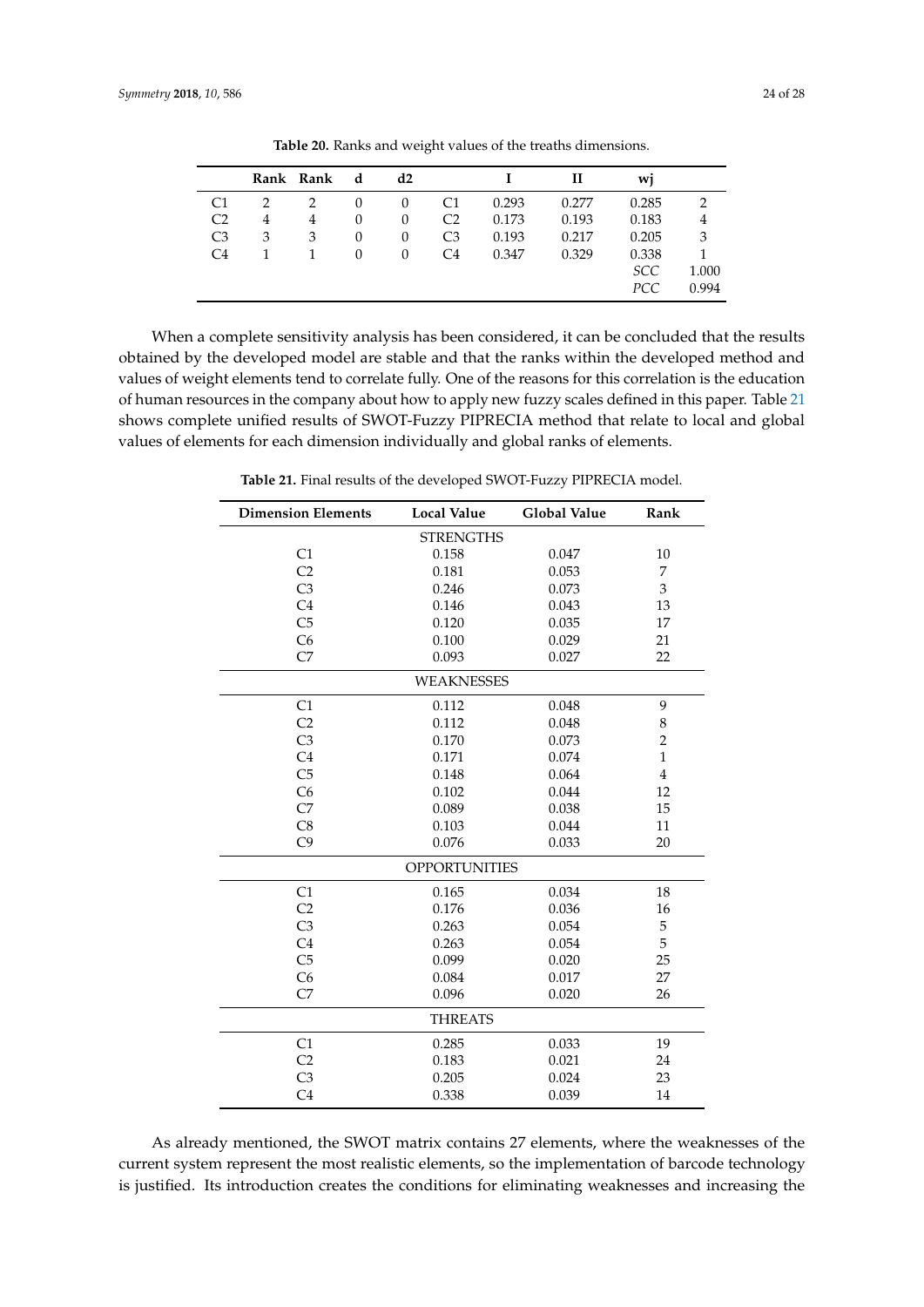**Table 20.** Ranks and weight values of the treaths dimensions.

| | Rank | Rank | d | d2 | | I | II | wj | |
|---|---|---|---|---|---|---|---|---|---|
| C1 | 2 | 2 | 0 | 0 | C1 | 0.293 | 0.277 | 0.285 | 2 |
| C2 | 4 | 4 | 0 | 0 | C2 | 0.173 | 0.193 | 0.183 | 4 |
| C3 | 3 | 3 | 0 | 0 | C3 | 0.193 | 0.217 | 0.205 | 3 |
| C4 | 1 | 1 | 0 | 0 | C4 | 0.347 | 0.329 | 0.338 | 1 |
| | | | | | | | | *SCC* | 1.000 |
| | | | | | | | | *PCC* | 0.994 |

When a complete sensitivity analysis has been considered, it can be concluded that the results obtained by the developed model are stable and that the ranks within the developed method and values of weight elements tend to correlate fully. One of the reasons for this correlation is the education of human resources in the company about how to apply new fuzzy scales defined in this paper. Table 21 shows complete unified results of SWOT-Fuzzy PIPRECIA method that relate to local and global values of elements for each dimension individually and global ranks of elements.

**Table 21.** Final results of the developed SWOT-Fuzzy PIPRECIA model.

| Dimension Elements | Local Value | Global Value | Rank |
|---|---|---|---|
| | STRENGTHS | | |
| C1 | 0.158 | 0.047 | 10 |
| C2 | 0.181 | 0.053 | 7 |
| C3 | 0.246 | 0.073 | 3 |
| C4 | 0.146 | 0.043 | 13 |
| C5 | 0.120 | 0.035 | 17 |
| C6 | 0.100 | 0.029 | 21 |
| C7 | 0.093 | 0.027 | 22 |
| | WEAKNESSES | | |
| C1 | 0.112 | 0.048 | 9 |
| C2 | 0.112 | 0.048 | 8 |
| C3 | 0.170 | 0.073 | 2 |
| C4 | 0.171 | 0.074 | 1 |
| C5 | 0.148 | 0.064 | 4 |
| C6 | 0.102 | 0.044 | 12 |
| C7 | 0.089 | 0.038 | 15 |
| C8 | 0.103 | 0.044 | 11 |
| C9 | 0.076 | 0.033 | 20 |
| | OPPORTUNITIES | | |
| C1 | 0.165 | 0.034 | 18 |
| C2 | 0.176 | 0.036 | 16 |
| C3 | 0.263 | 0.054 | 5 |
| C4 | 0.263 | 0.054 | 5 |
| C5 | 0.099 | 0.020 | 25 |
| C6 | 0.084 | 0.017 | 27 |
| C7 | 0.096 | 0.020 | 26 |
| | THREATS | | |
| C1 | 0.285 | 0.033 | 19 |
| C2 | 0.183 | 0.021 | 24 |
| C3 | 0.205 | 0.024 | 23 |
| C4 | 0.338 | 0.039 | 14 |

As already mentioned, the SWOT matrix contains 27 elements, where the weaknesses of the current system represent the most realistic elements, so the implementation of barcode technology is justified. Its introduction creates the conditions for eliminating weaknesses and increasing the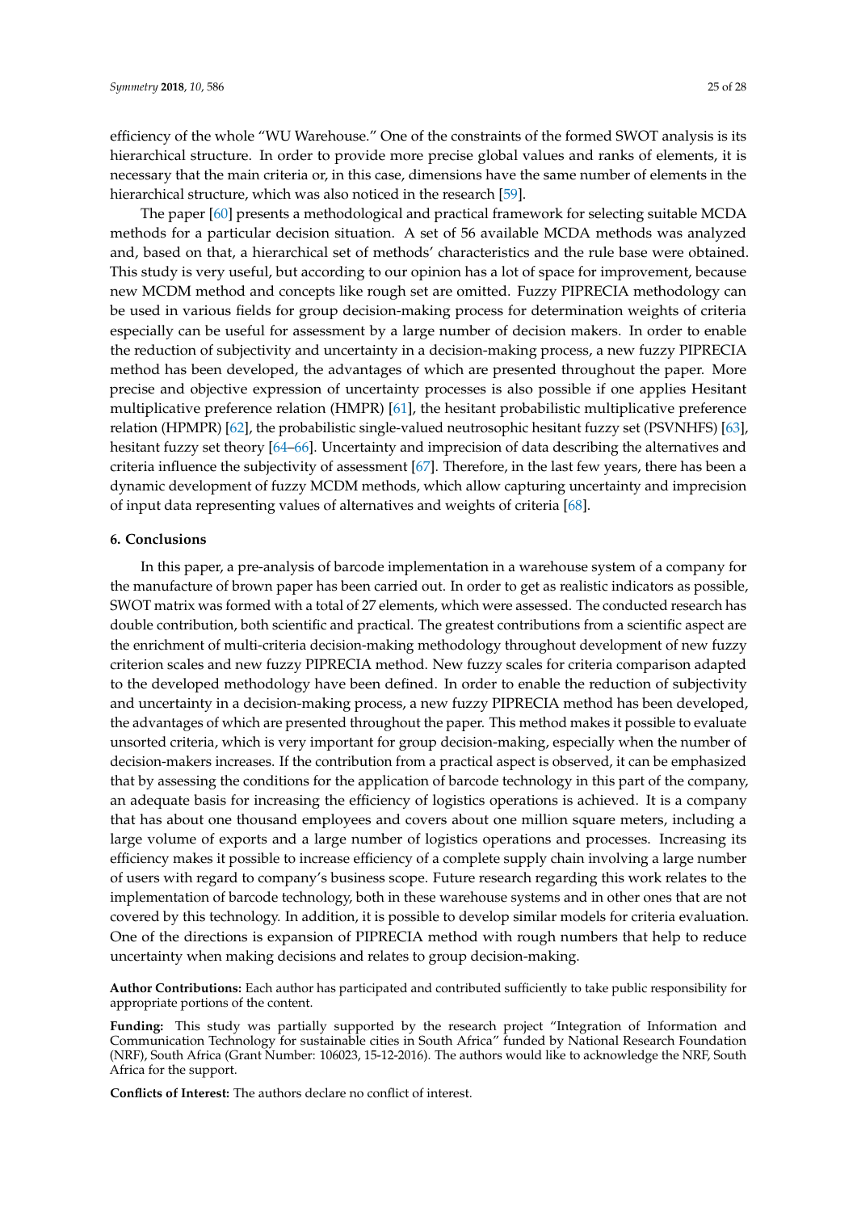efficiency of the whole "WU Warehouse." One of the constraints of the formed SWOT analysis is its hierarchical structure. In order to provide more precise global values and ranks of elements, it is necessary that the main criteria or, in this case, dimensions have the same number of elements in the hierarchical structure, which was also noticed in the research [59].

The paper [60] presents a methodological and practical framework for selecting suitable MCDA methods for a particular decision situation. A set of 56 available MCDA methods was analyzed and, based on that, a hierarchical set of methods' characteristics and the rule base were obtained. This study is very useful, but according to our opinion has a lot of space for improvement, because new MCDM method and concepts like rough set are omitted. Fuzzy PIPRECIA methodology can be used in various fields for group decision-making process for determination weights of criteria especially can be useful for assessment by a large number of decision makers. In order to enable the reduction of subjectivity and uncertainty in a decision-making process, a new fuzzy PIPRECIA method has been developed, the advantages of which are presented throughout the paper. More precise and objective expression of uncertainty processes is also possible if one applies Hesitant multiplicative preference relation (HMPR) [61], the hesitant probabilistic multiplicative preference relation (HPMPR) [62], the probabilistic single-valued neutrosophic hesitant fuzzy set (PSVNHFS) [63], hesitant fuzzy set theory [64–66]. Uncertainty and imprecision of data describing the alternatives and criteria influence the subjectivity of assessment [67]. Therefore, in the last few years, there has been a dynamic development of fuzzy MCDM methods, which allow capturing uncertainty and imprecision of input data representing values of alternatives and weights of criteria [68].

## 6. Conclusions

In this paper, a pre-analysis of barcode implementation in a warehouse system of a company for the manufacture of brown paper has been carried out. In order to get as realistic indicators as possible, SWOT matrix was formed with a total of 27 elements, which were assessed. The conducted research has double contribution, both scientific and practical. The greatest contributions from a scientific aspect are the enrichment of multi-criteria decision-making methodology throughout development of new fuzzy criterion scales and new fuzzy PIPRECIA method. New fuzzy scales for criteria comparison adapted to the developed methodology have been defined. In order to enable the reduction of subjectivity and uncertainty in a decision-making process, a new fuzzy PIPRECIA method has been developed, the advantages of which are presented throughout the paper. This method makes it possible to evaluate unsorted criteria, which is very important for group decision-making, especially when the number of decision-makers increases. If the contribution from a practical aspect is observed, it can be emphasized that by assessing the conditions for the application of barcode technology in this part of the company, an adequate basis for increasing the efficiency of logistics operations is achieved. It is a company that has about one thousand employees and covers about one million square meters, including a large volume of exports and a large number of logistics operations and processes. Increasing its efficiency makes it possible to increase efficiency of a complete supply chain involving a large number of users with regard to company's business scope. Future research regarding this work relates to the implementation of barcode technology, both in these warehouse systems and in other ones that are not covered by this technology. In addition, it is possible to develop similar models for criteria evaluation. One of the directions is expansion of PIPRECIA method with rough numbers that help to reduce uncertainty when making decisions and relates to group decision-making.

**Author Contributions:** Each author has participated and contributed sufficiently to take public responsibility for appropriate portions of the content.

**Funding:** This study was partially supported by the research project "Integration of Information and Communication Technology for sustainable cities in South Africa" funded by National Research Foundation (NRF), South Africa (Grant Number: 106023, 15-12-2016). The authors would like to acknowledge the NRF, South Africa for the support.

**Conflicts of Interest:** The authors declare no conflict of interest.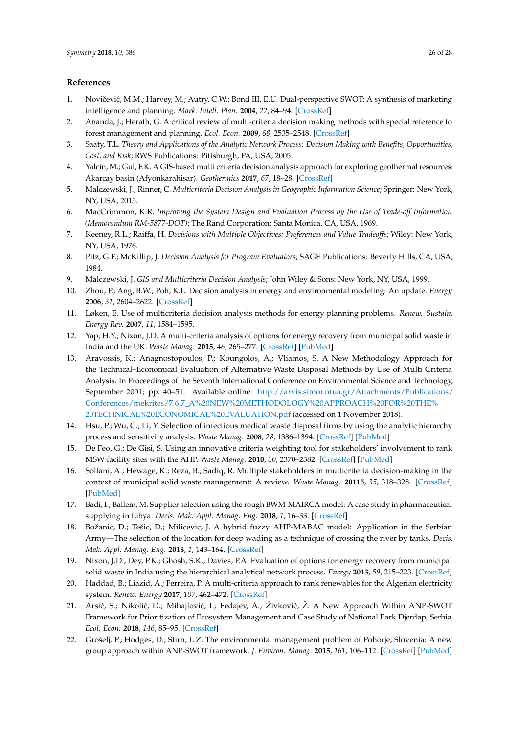## References

1. Novičević, M.M.; Harvey, M.; Autry, C.W.; Bond III, E.U. Dual-perspective SWOT: A synthesis of marketing intelligence and planning. *Mark. Intell. Plan.* **2004**, *22*, 84–94. [CrossRef]
2. Ananda, J.; Herath, G. A critical review of multi-criteria decision making methods with special reference to forest management and planning. *Ecol. Econ.* **2009**, *68*, 2535–2548. [CrossRef]
3. Saaty, T.L. *Theory and Applications of the Analytic Network Process: Decision Making with Benefits, Opportunities, Cost, and Risk*; RWS Publications: Pittsburgh, PA, USA, 2005.
4. Yalcin, M.; Gul, F.K. A GIS-based multi criteria decision analysis approach for exploring geothermal resources: Akarcay basin (Afyonkarahisar). *Geothermics* **2017**, *67*, 18–28. [CrossRef]
5. Malczewski, J.; Rinner, C. *Multicriteria Decision Analysis in Geographic Information Science*; Springer: New York, NY, USA, 2015.
6. MacCrimmon, K.R. *Improving the System Design and Evaluation Process by the Use of Trade-off Information (Memorandum RM-5877-DOT)*; The Rand Corporation: Santa Monica, CA, USA, 1969.
7. Keeney, R.L.; Raiffa, H. *Decisions with Multiple Objectives: Preferences and Value Tradeoffs*; Wiley: New York, NY, USA, 1976.
8. Pitz, G.F.; McKillip, J. *Decision Analysis for Program Evaluators*; SAGE Publications: Beverly Hills, CA, USA, 1984.
9. Malczewski, J. *GIS and Multicriteria Decision Analysis*; John Wiley & Sons: New York, NY, USA, 1999.
10. Zhou, P.; Ang, B.W.; Poh, K.L. Decision analysis in energy and environmental modeling: An update. *Energy* **2006**, *31*, 2604–2622. [CrossRef]
11. Løken, E. Use of multicriteria decision analysis methods for energy planning problems. *Renew. Sustain. Energy Rev.* **2007**, *11*, 1584–1595.
12. Yap, H.Y.; Nixon, J.D. A multi-criteria analysis of options for energy recovery from municipal solid waste in India and the UK. *Waste Manag.* **2015**, *46*, 265–277. [CrossRef] [PubMed]
13. Aravossis, K.; Anagnostopoulos, P.; Koungolos, A.; Vliamos, S. A New Methodology Approach for the Technical–Economical Evaluation of Alternative Waste Disposal Methods by Use of Multi Criteria Analysis. In Proceedings of the Seventh International Conference on Environmental Science and Technology, September 2001; pp. 40–51. Available online: http://arvis.simor.ntua.gr/Attachments/Publications/Conferences/mekrites/7.6.7_A%20NEW%20METHODOLOGY%20APPROACH%20FOR%20THE%20TECHNICAL%20ECONOMICAL%20EVALUATION.pdf (accessed on 1 November 2018).
14. Hsu, P.; Wu, C.; Li, Y. Selection of infectious medical waste disposal firms by using the analytic hierarchy process and sensitivity analysis. *Waste Manag.* **2008**, *28*, 1386–1394. [CrossRef] [PubMed]
15. De Feo, G.; De Gisi, S. Using an innovative criteria weighting tool for stakeholders' involvement to rank MSW facility sites with the AHP. *Waste Manag.* **2010**, *30*, 2370–2382. [CrossRef] [PubMed]
16. Soltani, A.; Hewage, K.; Reza, B.; Sadiq, R. Multiple stakeholders in multicriteria decision-making in the context of municipal solid waste management: A review. *Waste Manag.* **20115**, *35*, 318–328. [CrossRef] [PubMed]
17. Badi, I.; Ballem, M. Supplier selection using the rough BWM-MAIRCA model: A case study in pharmaceutical supplying in Libya. *Decis. Mak. Appl. Manag. Eng.* **2018**, *1*, 16–33. [CrossRef]
18. Božanic, D.; Tešic, D.; Milicevic, J. A hybrid fuzzy AHP-MABAC model: Application in the Serbian Army—The selection of the location for deep wading as a technique of crossing the river by tanks. *Decis. Mak. Appl. Manag. Eng.* **2018**, *1*, 143–164. [CrossRef]
19. Nixon, J.D.; Dey, P.K.; Ghosh, S.K.; Davies, P.A. Evaluation of options for energy recovery from municipal solid waste in India using the hierarchical analytical network process. *Energy* **2013**, *59*, 215–223. [CrossRef]
20. Haddad, B.; Liazid, A.; Ferreira, P. A multi-criteria approach to rank renewables for the Algerian electricity system. *Renew. Energy* **2017**, *107*, 462–472. [CrossRef]
21. Arsić, S.; Nikolić, D.; Mihajlović, I.; Fedajev, A.; Živković, Ž. A New Approach Within ANP-SWOT Framework for Prioritization of Ecosystem Management and Case Study of National Park Djerdap, Serbia. *Ecol. Econ.* **2018**, *146*, 85–95. [CrossRef]
22. Grošelj, P.; Hodges, D.; Stirn, L.Z. The environmental management problem of Pohorje, Slovenia: A new group approach within ANP-SWOT framework. *J. Environ. Manag.* **2015**, *161*, 106–112. [CrossRef] [PubMed]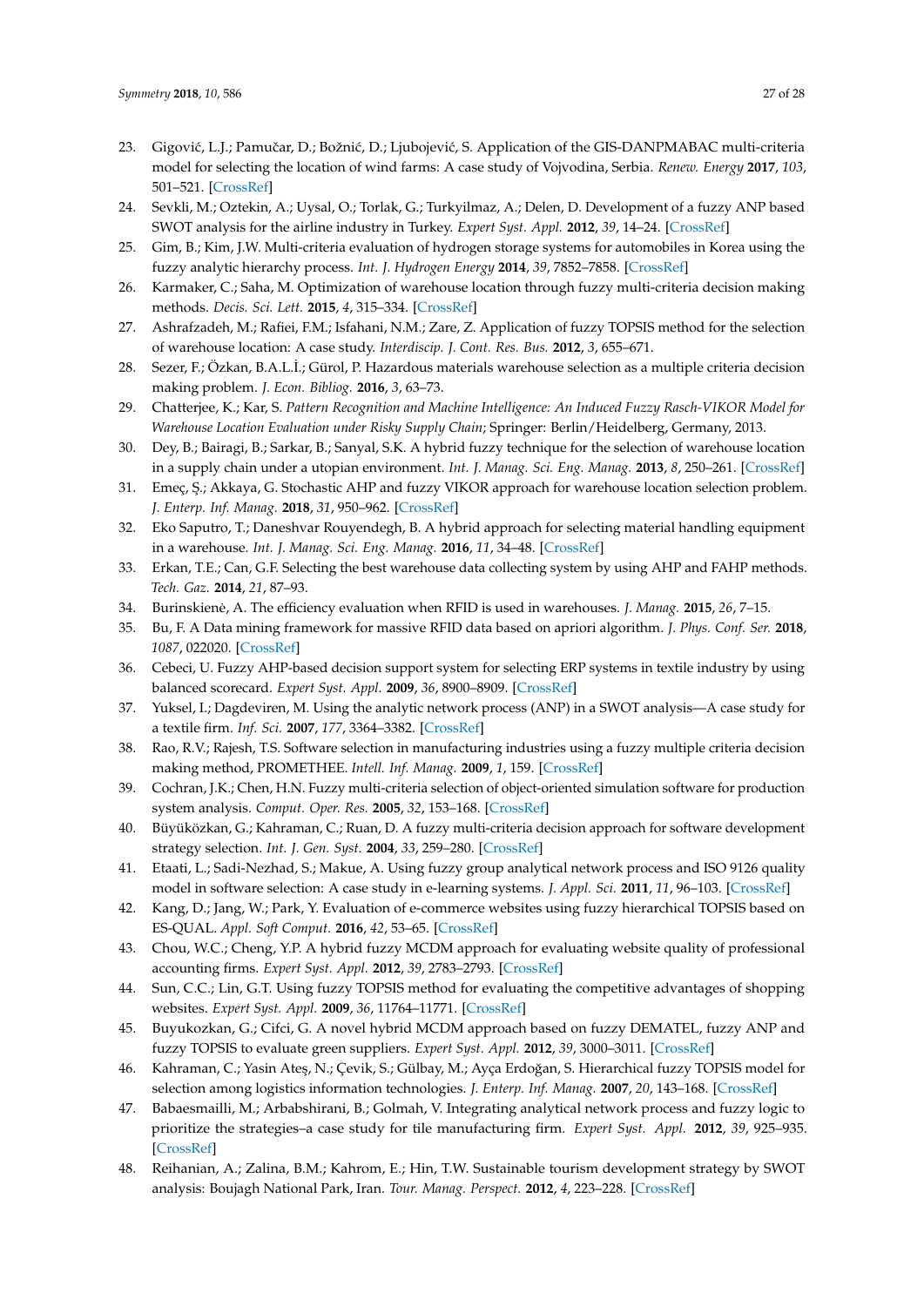23. Gigović, L.J.; Pamučar, D.; Božnić, D.; Ljubojević, S. Application of the GIS-DANPMABAC multi-criteria model for selecting the location of wind farms: A case study of Vojvodina, Serbia. *Renew. Energy* **2017**, *103*, 501–521. [CrossRef]
24. Sevkli, M.; Oztekin, A.; Uysal, O.; Torlak, G.; Turkyilmaz, A.; Delen, D. Development of a fuzzy ANP based SWOT analysis for the airline industry in Turkey. *Expert Syst. Appl.* **2012**, *39*, 14–24. [CrossRef]
25. Gim, B.; Kim, J.W. Multi-criteria evaluation of hydrogen storage systems for automobiles in Korea using the fuzzy analytic hierarchy process. *Int. J. Hydrogen Energy* **2014**, *39*, 7852–7858. [CrossRef]
26. Karmaker, C.; Saha, M. Optimization of warehouse location through fuzzy multi-criteria decision making methods. *Decis. Sci. Lett.* **2015**, *4*, 315–334. [CrossRef]
27. Ashrafzadeh, M.; Rafiei, F.M.; Isfahani, N.M.; Zare, Z. Application of fuzzy TOPSIS method for the selection of warehouse location: A case study. *Interdiscip. J. Cont. Res. Bus.* **2012**, *3*, 655–671.
28. Sezer, F.; Özkan, B.A.L.İ.; Gürol, P. Hazardous materials warehouse selection as a multiple criteria decision making problem. *J. Econ. Bibliog.* **2016**, *3*, 63–73.
29. Chatterjee, K.; Kar, S. *Pattern Recognition and Machine Intelligence: An Induced Fuzzy Rasch-VIKOR Model for Warehouse Location Evaluation under Risky Supply Chain*; Springer: Berlin/Heidelberg, Germany, 2013.
30. Dey, B.; Bairagi, B.; Sarkar, B.; Sanyal, S.K. A hybrid fuzzy technique for the selection of warehouse location in a supply chain under a utopian environment. *Int. J. Manag. Sci. Eng. Manag.* **2013**, *8*, 250–261. [CrossRef]
31. Emeç, Ş.; Akkaya, G. Stochastic AHP and fuzzy VIKOR approach for warehouse location selection problem. *J. Enterp. Inf. Manag.* **2018**, *31*, 950–962. [CrossRef]
32. Eko Saputro, T.; Daneshvar Rouyendegh, B. A hybrid approach for selecting material handling equipment in a warehouse. *Int. J. Manag. Sci. Eng. Manag.* **2016**, *11*, 34–48. [CrossRef]
33. Erkan, T.E.; Can, G.F. Selecting the best warehouse data collecting system by using AHP and FAHP methods. *Tech. Gaz.* **2014**, *21*, 87–93.
34. Burinskienė, A. The efficiency evaluation when RFID is used in warehouses. *J. Manag.* **2015**, *26*, 7–15.
35. Bu, F. A Data mining framework for massive RFID data based on apriori algorithm. *J. Phys. Conf. Ser.* **2018**, *1087*, 022020. [CrossRef]
36. Cebeci, U. Fuzzy AHP-based decision support system for selecting ERP systems in textile industry by using balanced scorecard. *Expert Syst. Appl.* **2009**, *36*, 8900–8909. [CrossRef]
37. Yuksel, I.; Dagdeviren, M. Using the analytic network process (ANP) in a SWOT analysis—A case study for a textile firm. *Inf. Sci.* **2007**, *177*, 3364–3382. [CrossRef]
38. Rao, R.V.; Rajesh, T.S. Software selection in manufacturing industries using a fuzzy multiple criteria decision making method, PROMETHEE. *Intell. Inf. Manag.* **2009**, *1*, 159. [CrossRef]
39. Cochran, J.K.; Chen, H.N. Fuzzy multi-criteria selection of object-oriented simulation software for production system analysis. *Comput. Oper. Res.* **2005**, *32*, 153–168. [CrossRef]
40. Büyüközkan, G.; Kahraman, C.; Ruan, D. A fuzzy multi-criteria decision approach for software development strategy selection. *Int. J. Gen. Syst.* **2004**, *33*, 259–280. [CrossRef]
41. Etaati, L.; Sadi-Nezhad, S.; Makue, A. Using fuzzy group analytical network process and ISO 9126 quality model in software selection: A case study in e-learning systems. *J. Appl. Sci.* **2011**, *11*, 96–103. [CrossRef]
42. Kang, D.; Jang, W.; Park, Y. Evaluation of e-commerce websites using fuzzy hierarchical TOPSIS based on ES-QUAL. *Appl. Soft Comput.* **2016**, *42*, 53–65. [CrossRef]
43. Chou, W.C.; Cheng, Y.P. A hybrid fuzzy MCDM approach for evaluating website quality of professional accounting firms. *Expert Syst. Appl.* **2012**, *39*, 2783–2793. [CrossRef]
44. Sun, C.C.; Lin, G.T. Using fuzzy TOPSIS method for evaluating the competitive advantages of shopping websites. *Expert Syst. Appl.* **2009**, *36*, 11764–11771. [CrossRef]
45. Buyukozkan, G.; Cifci, G. A novel hybrid MCDM approach based on fuzzy DEMATEL, fuzzy ANP and fuzzy TOPSIS to evaluate green suppliers. *Expert Syst. Appl.* **2012**, *39*, 3000–3011. [CrossRef]
46. Kahraman, C.; Yasin Ateş, N.; Çevik, S.; Gülbay, M.; Ayça Erdoğan, S. Hierarchical fuzzy TOPSIS model for selection among logistics information technologies. *J. Enterp. Inf. Manag.* **2007**, *20*, 143–168. [CrossRef]
47. Babaesmailli, M.; Arbabshirani, B.; Golmah, V. Integrating analytical network process and fuzzy logic to prioritize the strategies–a case study for tile manufacturing firm. *Expert Syst. Appl.* **2012**, *39*, 925–935. [CrossRef]
48. Reihanian, A.; Zalina, B.M.; Kahrom, E.; Hin, T.W. Sustainable tourism development strategy by SWOT analysis: Boujagh National Park, Iran. *Tour. Manag. Perspect.* **2012**, *4*, 223–228. [CrossRef]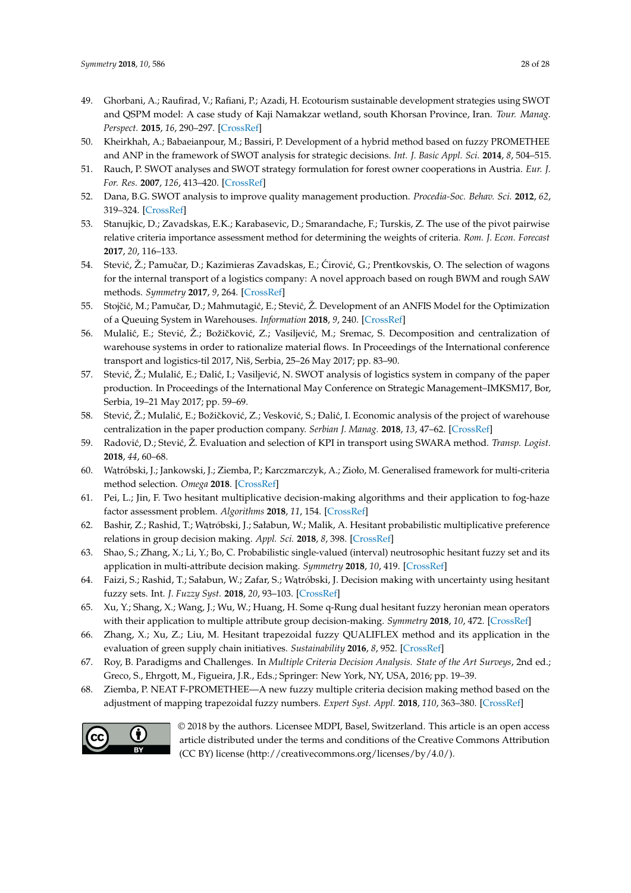49. Ghorbani, A.; Raufirad, V.; Rafiani, P.; Azadi, H. Ecotourism sustainable development strategies using SWOT and QSPM model: A case study of Kaji Namakzar wetland, south Khorsan Province, Iran. *Tour. Manag. Perspect.* **2015**, *16*, 290–297. [CrossRef]
50. Kheirkhah, A.; Babaeianpour, M.; Bassiri, P. Development of a hybrid method based on fuzzy PROMETHEE and ANP in the framework of SWOT analysis for strategic decisions. *Int. J. Basic Appl. Sci.* **2014**, *8*, 504–515.
51. Rauch, P. SWOT analyses and SWOT strategy formulation for forest owner cooperations in Austria. *Eur. J. For. Res.* **2007**, *126*, 413–420. [CrossRef]
52. Dana, B.G. SWOT analysis to improve quality management production. *Procedia-Soc. Behav. Sci.* **2012**, *62*, 319–324. [CrossRef]
53. Stanujkic, D.; Zavadskas, E.K.; Karabasevic, D.; Smarandache, F.; Turskis, Z. The use of the pivot pairwise relative criteria importance assessment method for determining the weights of criteria. *Rom. J. Econ. Forecast* **2017**, *20*, 116–133.
54. Stević, Ž.; Pamučar, D.; Kazimieras Zavadskas, E.; Ćirović, G.; Prentkovskis, O. The selection of wagons for the internal transport of a logistics company: A novel approach based on rough BWM and rough SAW methods. *Symmetry* **2017**, *9*, 264. [CrossRef]
55. Stojčić, M.; Pamučar, D.; Mahmutagić, E.; Stević, Ž. Development of an ANFIS Model for the Optimization of a Queuing System in Warehouses. *Information* **2018**, *9*, 240. [CrossRef]
56. Mulalić, E.; Stević, Ž.; Božičković, Z.; Vasiljević, M.; Sremac, S. Decomposition and centralization of warehouse systems in order to rationalize material flows. In Proceedings of the International conference transport and logistics-til 2017, Niš, Serbia, 25–26 May 2017; pp. 83–90.
57. Stević, Ž.; Mulalić, E.; Đalić, I.; Vasiljević, N. SWOT analysis of logistics system in company of the paper production. In Proceedings of the International May Conference on Strategic Management–IMKSM17, Bor, Serbia, 19–21 May 2017; pp. 59–69.
58. Stević, Ž.; Mulalić, E.; Božičković, Z.; Vesković, S.; Đalić, I. Economic analysis of the project of warehouse centralization in the paper production company. *Serbian J. Manag.* **2018**, *13*, 47–62. [CrossRef]
59. Radović, D.; Stević, Ž. Evaluation and selection of KPI in transport using SWARA method. *Transp. Logist.* **2018**, *44*, 60–68.
60. Wątróbski, J.; Jankowski, J.; Ziemba, P.; Karczmarczyk, A.; Zioło, M. Generalised framework for multi-criteria method selection. *Omega* **2018**. [CrossRef]
61. Pei, L.; Jin, F. Two hesitant multiplicative decision-making algorithms and their application to fog-haze factor assessment problem. *Algorithms* **2018**, *11*, 154. [CrossRef]
62. Bashir, Z.; Rashid, T.; Wątróbski, J.; Sałabun, W.; Malik, A. Hesitant probabilistic multiplicative preference relations in group decision making. *Appl. Sci.* **2018**, *8*, 398. [CrossRef]
63. Shao, S.; Zhang, X.; Li, Y.; Bo, C. Probabilistic single-valued (interval) neutrosophic hesitant fuzzy set and its application in multi-attribute decision making. *Symmetry* **2018**, *10*, 419. [CrossRef]
64. Faizi, S.; Rashid, T.; Sałabun, W.; Zafar, S.; Wątróbski, J. Decision making with uncertainty using hesitant fuzzy sets. Int. *J. Fuzzy Syst.* **2018**, *20*, 93–103. [CrossRef]
65. Xu, Y.; Shang, X.; Wang, J.; Wu, W.; Huang, H. Some q-Rung dual hesitant fuzzy heronian mean operators with their application to multiple attribute group decision-making. *Symmetry* **2018**, *10*, 472. [CrossRef]
66. Zhang, X.; Xu, Z.; Liu, M. Hesitant trapezoidal fuzzy QUALIFLEX method and its application in the evaluation of green supply chain initiatives. *Sustainability* **2016**, *8*, 952. [CrossRef]
67. Roy, B. Paradigms and Challenges. In *Multiple Criteria Decision Analysis. State of the Art Surveys*, 2nd ed.; Greco, S., Ehrgott, M., Figueira, J.R., Eds.; Springer: New York, NY, USA, 2016; pp. 19–39.
68. Ziemba, P. NEAT F-PROMETHEE—A new fuzzy multiple criteria decision making method based on the adjustment of mapping trapezoidal fuzzy numbers. *Expert Syst. Appl.* **2018**, *110*, 363–380. [CrossRef]

© 2018 by the authors. Licensee MDPI, Basel, Switzerland. This article is an open access article distributed under the terms and conditions of the Creative Commons Attribution (CC BY) license (http://creativecommons.org/licenses/by/4.0/).